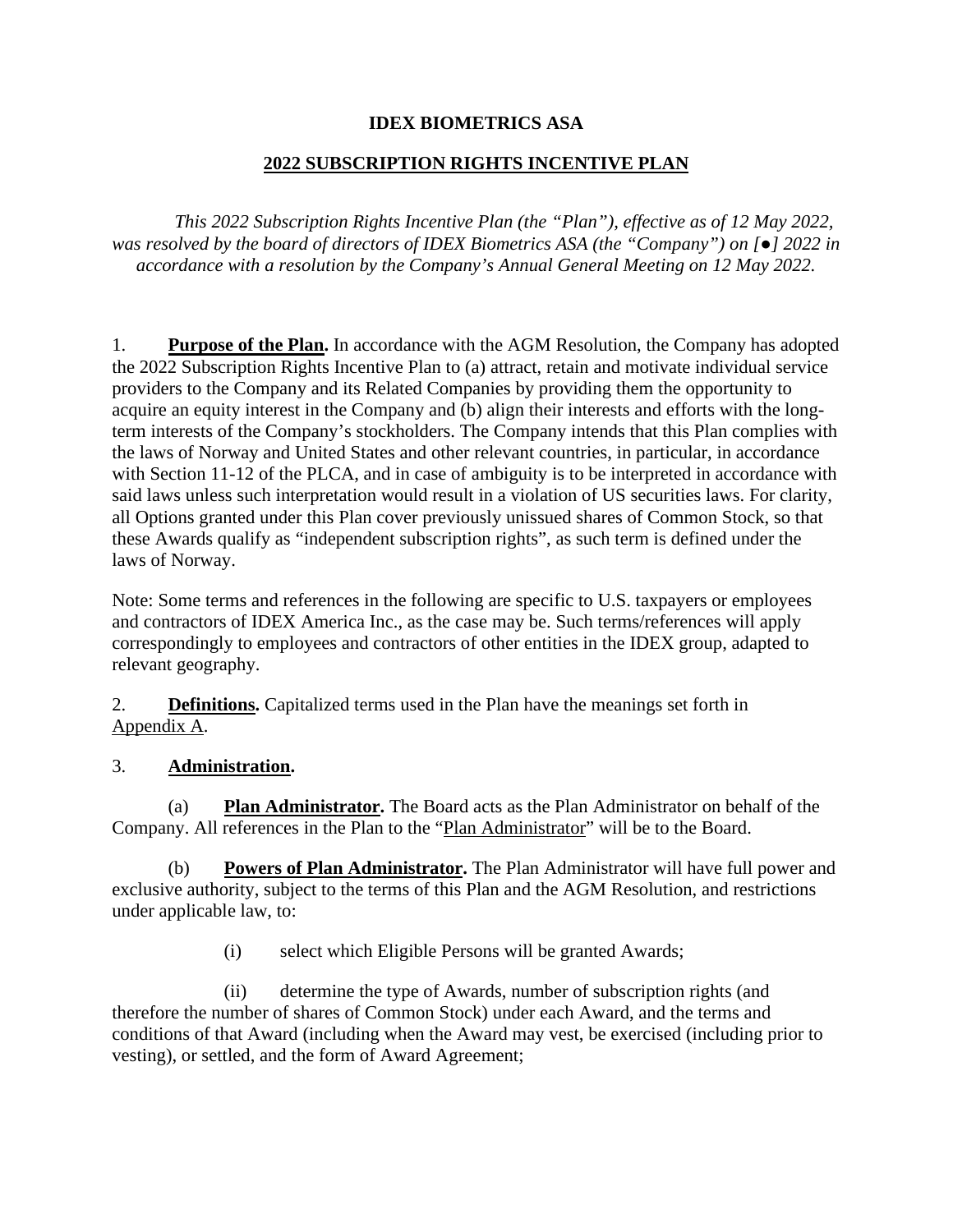**IDEX BIOMETRICS ASA**

**2022 SUBSCRIPTION RIGHTS INCENTIVE PLAN**

*This 2022 Subscription Rights Incentive Plan (the "Plan"), effective as of 12 May 2022, was resolved by the board of directors of IDEX Biometrics ASA (the "Company") on [●] 2022 in accordance with a resolution by the Company's Annual General Meeting on 12 May 2022.*

1. **Purpose of the Plan.** In accordance with the AGM Resolution, the Company has adopted the 2022 Subscription Rights Incentive Plan to (a) attract, retain and motivate individual service providers to the Company and its Related Companies by providing them the opportunity to acquire an equity interest in the Company and (b) align their interests and efforts with the long-term interests of the Company's stockholders. The Company intends that this Plan complies with the laws of Norway and United States and other relevant countries, in particular, in accordance with Section 11-12 of the PLCA, and in case of ambiguity is to be interpreted in accordance with said laws unless such interpretation would result in a violation of US securities laws. For clarity, all Options granted under this Plan cover previously unissued shares of Common Stock, so that these Awards qualify as "independent subscription rights", as such term is defined under the laws of Norway.

Note: Some terms and references in the following are specific to U.S. taxpayers or employees and contractors of IDEX America Inc., as the case may be. Such terms/references will apply correspondingly to employees and contractors of other entities in the IDEX group, adapted to relevant geography.

2. **Definitions.** Capitalized terms used in the Plan have the meanings set forth in Appendix A.

3. **Administration.**

(a) **Plan Administrator.** The Board acts as the Plan Administrator on behalf of the Company. All references in the Plan to the "Plan Administrator" will be to the Board.

(b) **Powers of Plan Administrator.** The Plan Administrator will have full power and exclusive authority, subject to the terms of this Plan and the AGM Resolution, and restrictions under applicable law, to:

(i) select which Eligible Persons will be granted Awards;

(ii) determine the type of Awards, number of subscription rights (and therefore the number of shares of Common Stock) under each Award, and the terms and conditions of that Award (including when the Award may vest, be exercised (including prior to vesting), or settled, and the form of Award Agreement;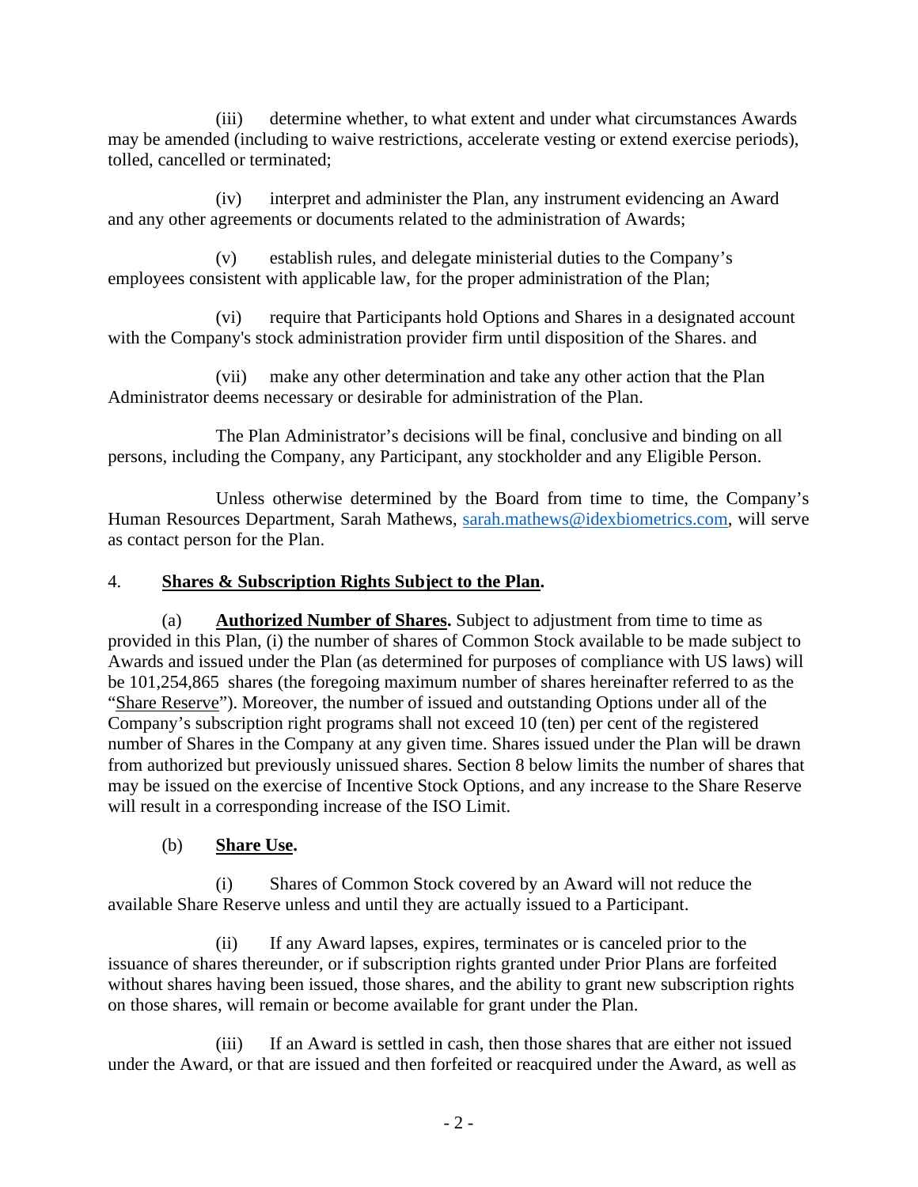(iii) determine whether, to what extent and under what circumstances Awards may be amended (including to waive restrictions, accelerate vesting or extend exercise periods), tolled, cancelled or terminated;

(iv) interpret and administer the Plan, any instrument evidencing an Award and any other agreements or documents related to the administration of Awards;

(v) establish rules, and delegate ministerial duties to the Company's employees consistent with applicable law, for the proper administration of the Plan;

(vi) require that Participants hold Options and Shares in a designated account with the Company's stock administration provider firm until disposition of the Shares. and

(vii) make any other determination and take any other action that the Plan Administrator deems necessary or desirable for administration of the Plan.

The Plan Administrator's decisions will be final, conclusive and binding on all persons, including the Company, any Participant, any stockholder and any Eligible Person.

Unless otherwise determined by the Board from time to time, the Company's Human Resources Department, Sarah Mathews, sarah.mathews@idexbiometrics.com, will serve as contact person for the Plan.

4. **Shares & Subscription Rights Subject to the Plan.**

(a) **Authorized Number of Shares.** Subject to adjustment from time to time as provided in this Plan, (i) the number of shares of Common Stock available to be made subject to Awards and issued under the Plan (as determined for purposes of compliance with US laws) will be 101,254,865 shares (the foregoing maximum number of shares hereinafter referred to as the "Share Reserve"). Moreover, the number of issued and outstanding Options under all of the Company's subscription right programs shall not exceed 10 (ten) per cent of the registered number of Shares in the Company at any given time. Shares issued under the Plan will be drawn from authorized but previously unissued shares. Section 8 below limits the number of shares that may be issued on the exercise of Incentive Stock Options, and any increase to the Share Reserve will result in a corresponding increase of the ISO Limit.

(b) **Share Use.**

(i) Shares of Common Stock covered by an Award will not reduce the available Share Reserve unless and until they are actually issued to a Participant.

(ii) If any Award lapses, expires, terminates or is canceled prior to the issuance of shares thereunder, or if subscription rights granted under Prior Plans are forfeited without shares having been issued, those shares, and the ability to grant new subscription rights on those shares, will remain or become available for grant under the Plan.

(iii) If an Award is settled in cash, then those shares that are either not issued under the Award, or that are issued and then forfeited or reacquired under the Award, as well as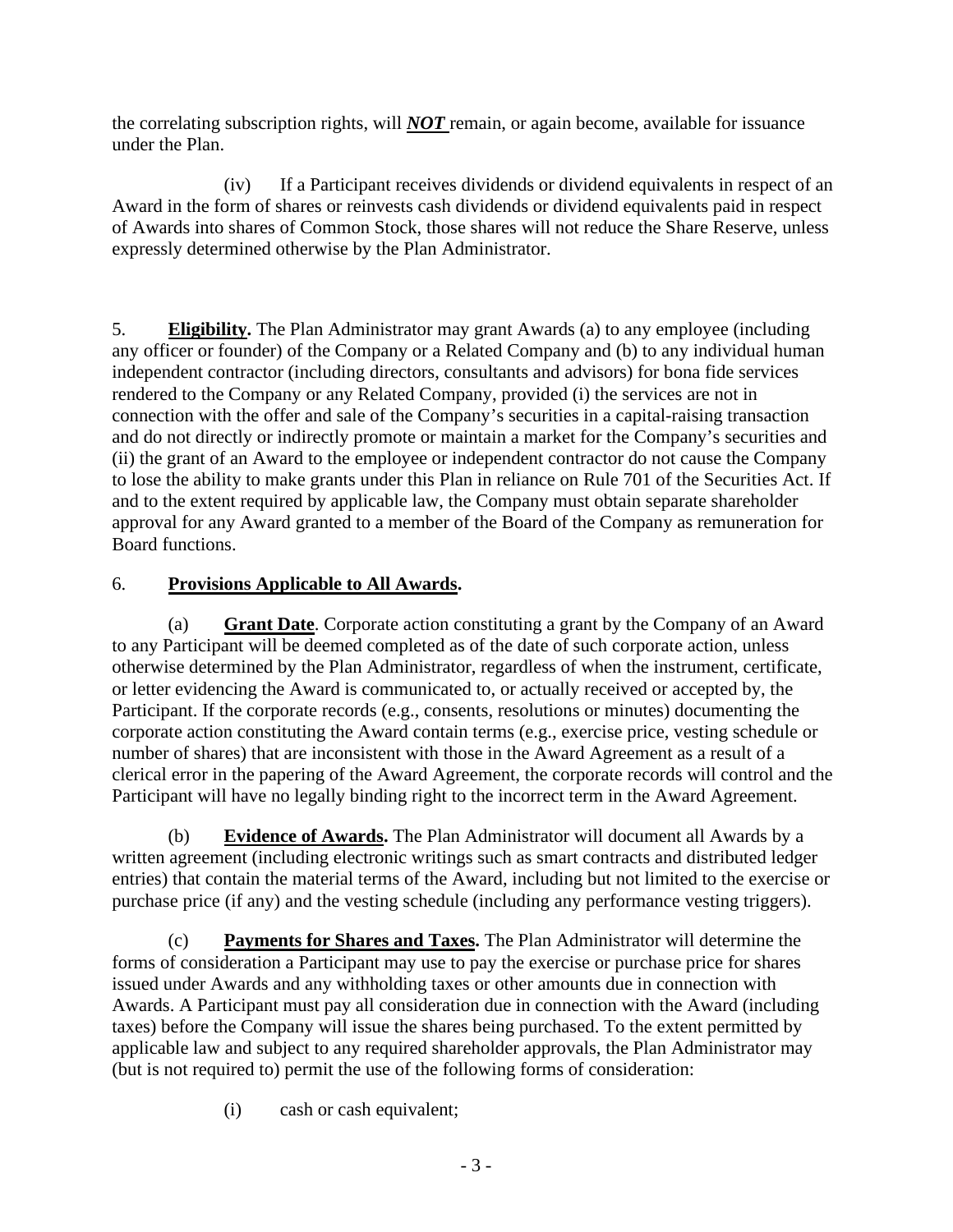the correlating subscription rights, will ***NOT*** remain, or again become, available for issuance under the Plan.

(iv) If a Participant receives dividends or dividend equivalents in respect of an Award in the form of shares or reinvests cash dividends or dividend equivalents paid in respect of Awards into shares of Common Stock, those shares will not reduce the Share Reserve, unless expressly determined otherwise by the Plan Administrator.

5. **Eligibility.** The Plan Administrator may grant Awards (a) to any employee (including any officer or founder) of the Company or a Related Company and (b) to any individual human independent contractor (including directors, consultants and advisors) for bona fide services rendered to the Company or any Related Company, provided (i) the services are not in connection with the offer and sale of the Company's securities in a capital-raising transaction and do not directly or indirectly promote or maintain a market for the Company's securities and (ii) the grant of an Award to the employee or independent contractor do not cause the Company to lose the ability to make grants under this Plan in reliance on Rule 701 of the Securities Act. If and to the extent required by applicable law, the Company must obtain separate shareholder approval for any Award granted to a member of the Board of the Company as remuneration for Board functions.

6. **Provisions Applicable to All Awards.**

(a) **Grant Date**. Corporate action constituting a grant by the Company of an Award to any Participant will be deemed completed as of the date of such corporate action, unless otherwise determined by the Plan Administrator, regardless of when the instrument, certificate, or letter evidencing the Award is communicated to, or actually received or accepted by, the Participant. If the corporate records (e.g., consents, resolutions or minutes) documenting the corporate action constituting the Award contain terms (e.g., exercise price, vesting schedule or number of shares) that are inconsistent with those in the Award Agreement as a result of a clerical error in the papering of the Award Agreement, the corporate records will control and the Participant will have no legally binding right to the incorrect term in the Award Agreement.

(b) **Evidence of Awards.** The Plan Administrator will document all Awards by a written agreement (including electronic writings such as smart contracts and distributed ledger entries) that contain the material terms of the Award, including but not limited to the exercise or purchase price (if any) and the vesting schedule (including any performance vesting triggers).

(c) **Payments for Shares and Taxes.** The Plan Administrator will determine the forms of consideration a Participant may use to pay the exercise or purchase price for shares issued under Awards and any withholding taxes or other amounts due in connection with Awards. A Participant must pay all consideration due in connection with the Award (including taxes) before the Company will issue the shares being purchased. To the extent permitted by applicable law and subject to any required shareholder approvals, the Plan Administrator may (but is not required to) permit the use of the following forms of consideration:

(i) cash or cash equivalent;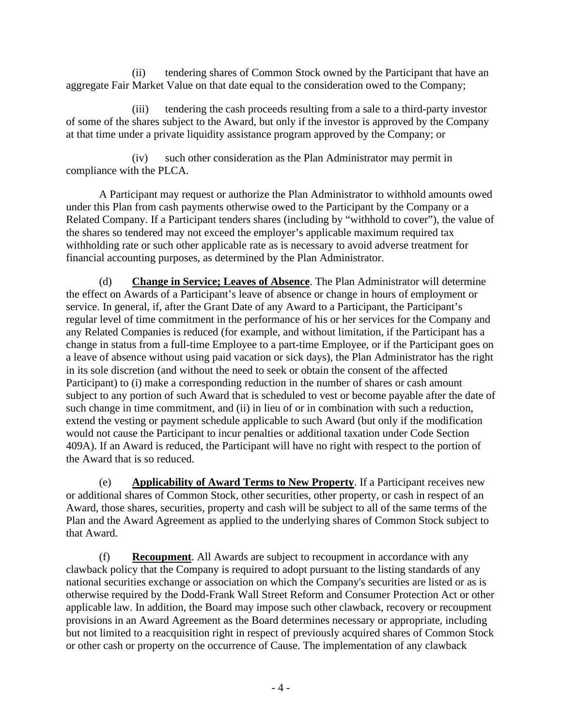(ii) tendering shares of Common Stock owned by the Participant that have an aggregate Fair Market Value on that date equal to the consideration owed to the Company;

(iii) tendering the cash proceeds resulting from a sale to a third-party investor of some of the shares subject to the Award, but only if the investor is approved by the Company at that time under a private liquidity assistance program approved by the Company; or

(iv) such other consideration as the Plan Administrator may permit in compliance with the PLCA.

A Participant may request or authorize the Plan Administrator to withhold amounts owed under this Plan from cash payments otherwise owed to the Participant by the Company or a Related Company. If a Participant tenders shares (including by "withhold to cover"), the value of the shares so tendered may not exceed the employer's applicable maximum required tax withholding rate or such other applicable rate as is necessary to avoid adverse treatment for financial accounting purposes, as determined by the Plan Administrator.

(d) **Change in Service; Leaves of Absence**. The Plan Administrator will determine the effect on Awards of a Participant's leave of absence or change in hours of employment or service. In general, if, after the Grant Date of any Award to a Participant, the Participant's regular level of time commitment in the performance of his or her services for the Company and any Related Companies is reduced (for example, and without limitation, if the Participant has a change in status from a full-time Employee to a part-time Employee, or if the Participant goes on a leave of absence without using paid vacation or sick days), the Plan Administrator has the right in its sole discretion (and without the need to seek or obtain the consent of the affected Participant) to (i) make a corresponding reduction in the number of shares or cash amount subject to any portion of such Award that is scheduled to vest or become payable after the date of such change in time commitment, and (ii) in lieu of or in combination with such a reduction, extend the vesting or payment schedule applicable to such Award (but only if the modification would not cause the Participant to incur penalties or additional taxation under Code Section 409A). If an Award is reduced, the Participant will have no right with respect to the portion of the Award that is so reduced.

(e) **Applicability of Award Terms to New Property**. If a Participant receives new or additional shares of Common Stock, other securities, other property, or cash in respect of an Award, those shares, securities, property and cash will be subject to all of the same terms of the Plan and the Award Agreement as applied to the underlying shares of Common Stock subject to that Award.

(f) **Recoupment**. All Awards are subject to recoupment in accordance with any clawback policy that the Company is required to adopt pursuant to the listing standards of any national securities exchange or association on which the Company's securities are listed or as is otherwise required by the Dodd-Frank Wall Street Reform and Consumer Protection Act or other applicable law. In addition, the Board may impose such other clawback, recovery or recoupment provisions in an Award Agreement as the Board determines necessary or appropriate, including but not limited to a reacquisition right in respect of previously acquired shares of Common Stock or other cash or property on the occurrence of Cause. The implementation of any clawback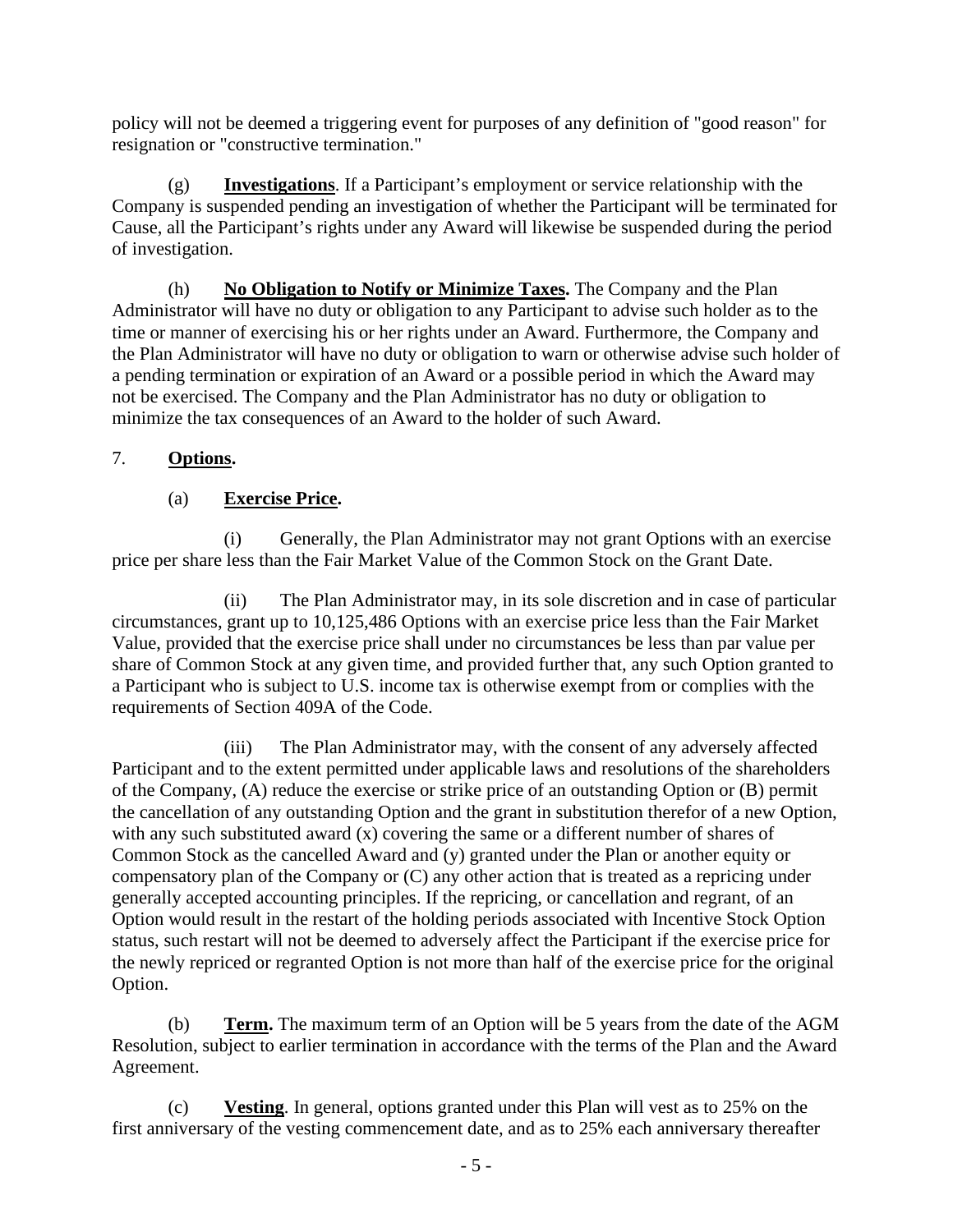policy will not be deemed a triggering event for purposes of any definition of "good reason" for resignation or "constructive termination."

(g) **Investigations**. If a Participant's employment or service relationship with the Company is suspended pending an investigation of whether the Participant will be terminated for Cause, all the Participant's rights under any Award will likewise be suspended during the period of investigation.

(h) **No Obligation to Notify or Minimize Taxes.** The Company and the Plan Administrator will have no duty or obligation to any Participant to advise such holder as to the time or manner of exercising his or her rights under an Award. Furthermore, the Company and the Plan Administrator will have no duty or obligation to warn or otherwise advise such holder of a pending termination or expiration of an Award or a possible period in which the Award may not be exercised. The Company and the Plan Administrator has no duty or obligation to minimize the tax consequences of an Award to the holder of such Award.

7. **Options.**

(a) **Exercise Price.**

(i) Generally, the Plan Administrator may not grant Options with an exercise price per share less than the Fair Market Value of the Common Stock on the Grant Date.

(ii) The Plan Administrator may, in its sole discretion and in case of particular circumstances, grant up to 10,125,486 Options with an exercise price less than the Fair Market Value, provided that the exercise price shall under no circumstances be less than par value per share of Common Stock at any given time, and provided further that, any such Option granted to a Participant who is subject to U.S. income tax is otherwise exempt from or complies with the requirements of Section 409A of the Code.

(iii) The Plan Administrator may, with the consent of any adversely affected Participant and to the extent permitted under applicable laws and resolutions of the shareholders of the Company, (A) reduce the exercise or strike price of an outstanding Option or (B) permit the cancellation of any outstanding Option and the grant in substitution therefor of a new Option, with any such substituted award (x) covering the same or a different number of shares of Common Stock as the cancelled Award and (y) granted under the Plan or another equity or compensatory plan of the Company or (C) any other action that is treated as a repricing under generally accepted accounting principles. If the repricing, or cancellation and regrant, of an Option would result in the restart of the holding periods associated with Incentive Stock Option status, such restart will not be deemed to adversely affect the Participant if the exercise price for the newly repriced or regranted Option is not more than half of the exercise price for the original Option.

(b) **Term.** The maximum term of an Option will be 5 years from the date of the AGM Resolution, subject to earlier termination in accordance with the terms of the Plan and the Award Agreement.

(c) **Vesting**. In general, options granted under this Plan will vest as to 25% on the first anniversary of the vesting commencement date, and as to 25% each anniversary thereafter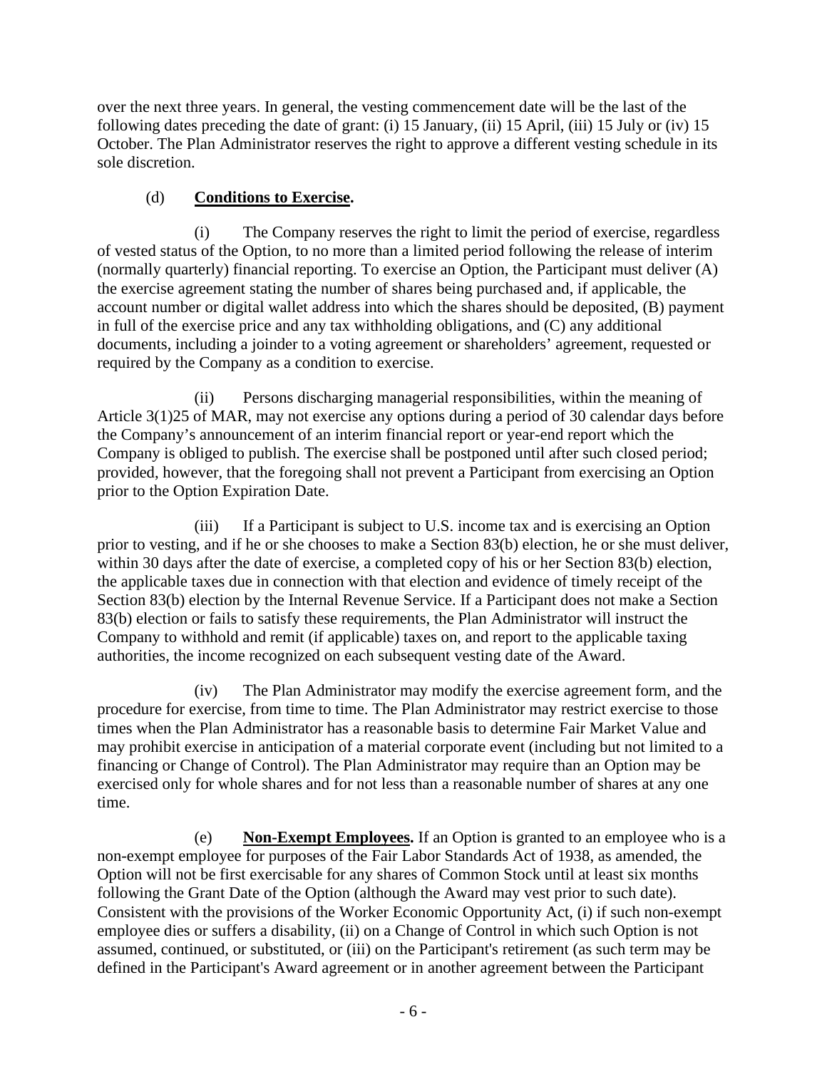over the next three years. In general, the vesting commencement date will be the last of the following dates preceding the date of grant: (i) 15 January, (ii) 15 April, (iii) 15 July or (iv) 15 October. The Plan Administrator reserves the right to approve a different vesting schedule in its sole discretion.

(d) **Conditions to Exercise.**

(i) The Company reserves the right to limit the period of exercise, regardless of vested status of the Option, to no more than a limited period following the release of interim (normally quarterly) financial reporting. To exercise an Option, the Participant must deliver (A) the exercise agreement stating the number of shares being purchased and, if applicable, the account number or digital wallet address into which the shares should be deposited, (B) payment in full of the exercise price and any tax withholding obligations, and (C) any additional documents, including a joinder to a voting agreement or shareholders' agreement, requested or required by the Company as a condition to exercise.

(ii) Persons discharging managerial responsibilities, within the meaning of Article 3(1)25 of MAR, may not exercise any options during a period of 30 calendar days before the Company's announcement of an interim financial report or year-end report which the Company is obliged to publish. The exercise shall be postponed until after such closed period; provided, however, that the foregoing shall not prevent a Participant from exercising an Option prior to the Option Expiration Date.

(iii) If a Participant is subject to U.S. income tax and is exercising an Option prior to vesting, and if he or she chooses to make a Section 83(b) election, he or she must deliver, within 30 days after the date of exercise, a completed copy of his or her Section 83(b) election, the applicable taxes due in connection with that election and evidence of timely receipt of the Section 83(b) election by the Internal Revenue Service. If a Participant does not make a Section 83(b) election or fails to satisfy these requirements, the Plan Administrator will instruct the Company to withhold and remit (if applicable) taxes on, and report to the applicable taxing authorities, the income recognized on each subsequent vesting date of the Award.

(iv) The Plan Administrator may modify the exercise agreement form, and the procedure for exercise, from time to time. The Plan Administrator may restrict exercise to those times when the Plan Administrator has a reasonable basis to determine Fair Market Value and may prohibit exercise in anticipation of a material corporate event (including but not limited to a financing or Change of Control). The Plan Administrator may require than an Option may be exercised only for whole shares and for not less than a reasonable number of shares at any one time.

(e) **Non-Exempt Employees.** If an Option is granted to an employee who is a non-exempt employee for purposes of the Fair Labor Standards Act of 1938, as amended, the Option will not be first exercisable for any shares of Common Stock until at least six months following the Grant Date of the Option (although the Award may vest prior to such date). Consistent with the provisions of the Worker Economic Opportunity Act, (i) if such non-exempt employee dies or suffers a disability, (ii) on a Change of Control in which such Option is not assumed, continued, or substituted, or (iii) on the Participant's retirement (as such term may be defined in the Participant's Award agreement or in another agreement between the Participant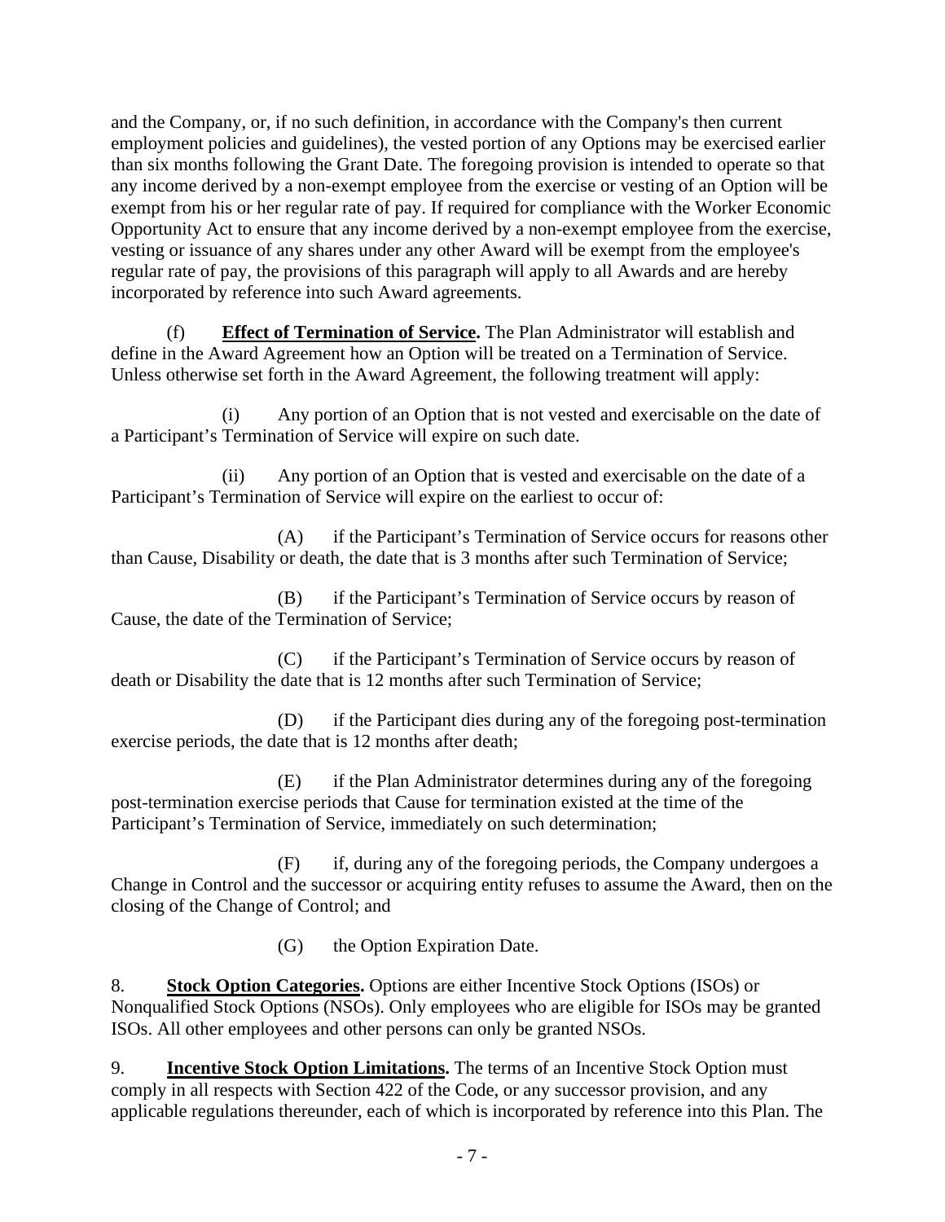and the Company, or, if no such definition, in accordance with the Company's then current employment policies and guidelines), the vested portion of any Options may be exercised earlier than six months following the Grant Date. The foregoing provision is intended to operate so that any income derived by a non-exempt employee from the exercise or vesting of an Option will be exempt from his or her regular rate of pay. If required for compliance with the Worker Economic Opportunity Act to ensure that any income derived by a non-exempt employee from the exercise, vesting or issuance of any shares under any other Award will be exempt from the employee's regular rate of pay, the provisions of this paragraph will apply to all Awards and are hereby incorporated by reference into such Award agreements.

(f) **Effect of Termination of Service.** The Plan Administrator will establish and define in the Award Agreement how an Option will be treated on a Termination of Service. Unless otherwise set forth in the Award Agreement, the following treatment will apply:

(i) Any portion of an Option that is not vested and exercisable on the date of a Participant's Termination of Service will expire on such date.

(ii) Any portion of an Option that is vested and exercisable on the date of a Participant's Termination of Service will expire on the earliest to occur of:

(A) if the Participant's Termination of Service occurs for reasons other than Cause, Disability or death, the date that is 3 months after such Termination of Service;

(B) if the Participant's Termination of Service occurs by reason of Cause, the date of the Termination of Service;

(C) if the Participant's Termination of Service occurs by reason of death or Disability the date that is 12 months after such Termination of Service;

(D) if the Participant dies during any of the foregoing post-termination exercise periods, the date that is 12 months after death;

(E) if the Plan Administrator determines during any of the foregoing post-termination exercise periods that Cause for termination existed at the time of the Participant's Termination of Service, immediately on such determination;

(F) if, during any of the foregoing periods, the Company undergoes a Change in Control and the successor or acquiring entity refuses to assume the Award, then on the closing of the Change of Control; and

(G) the Option Expiration Date.

8. **Stock Option Categories.** Options are either Incentive Stock Options (ISOs) or Nonqualified Stock Options (NSOs). Only employees who are eligible for ISOs may be granted ISOs. All other employees and other persons can only be granted NSOs.

9. **Incentive Stock Option Limitations.** The terms of an Incentive Stock Option must comply in all respects with Section 422 of the Code, or any successor provision, and any applicable regulations thereunder, each of which is incorporated by reference into this Plan. The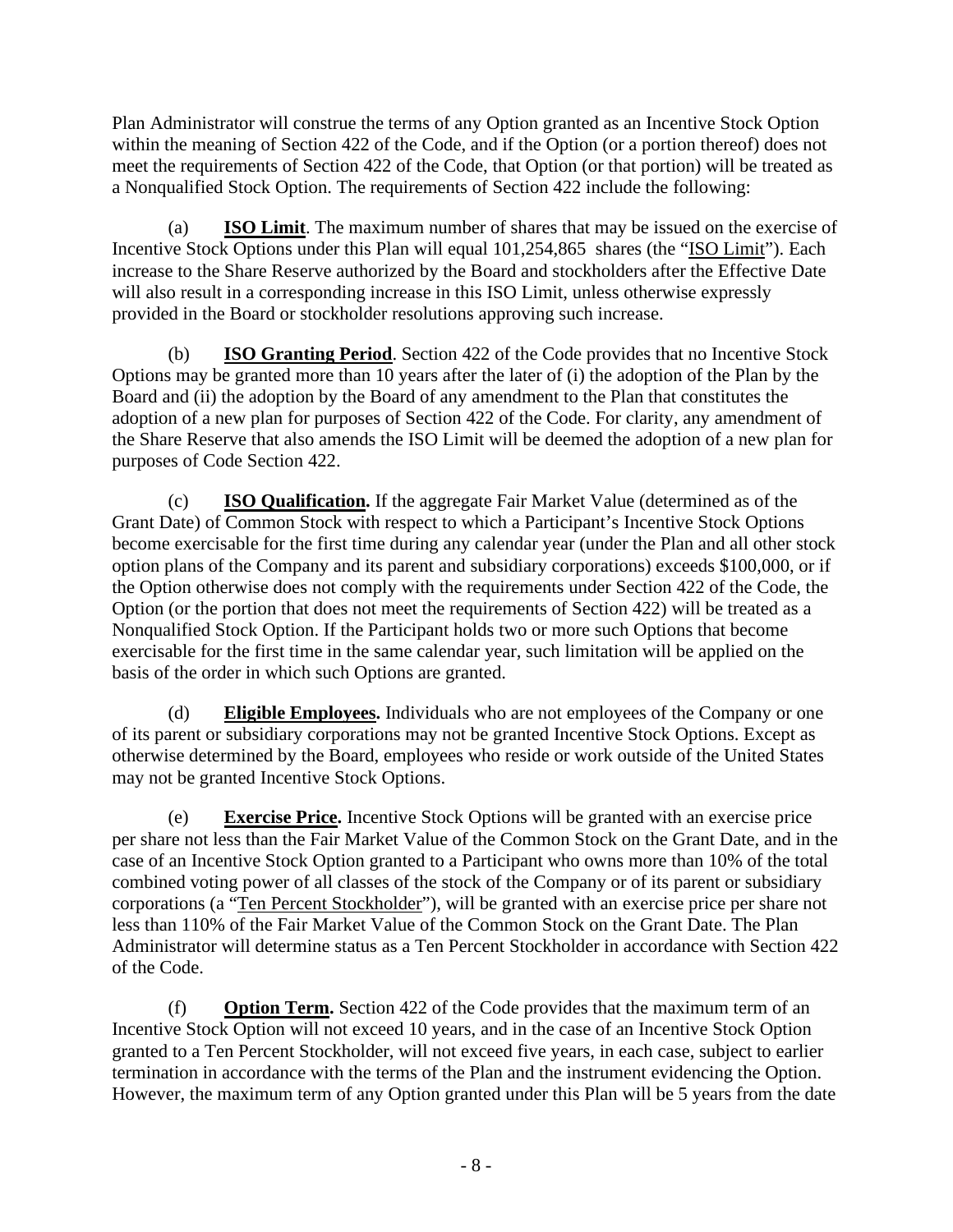Plan Administrator will construe the terms of any Option granted as an Incentive Stock Option within the meaning of Section 422 of the Code, and if the Option (or a portion thereof) does not meet the requirements of Section 422 of the Code, that Option (or that portion) will be treated as a Nonqualified Stock Option. The requirements of Section 422 include the following:

(a) **ISO Limit**. The maximum number of shares that may be issued on the exercise of Incentive Stock Options under this Plan will equal 101,254,865 shares (the "ISO Limit"). Each increase to the Share Reserve authorized by the Board and stockholders after the Effective Date will also result in a corresponding increase in this ISO Limit, unless otherwise expressly provided in the Board or stockholder resolutions approving such increase.

(b) **ISO Granting Period**. Section 422 of the Code provides that no Incentive Stock Options may be granted more than 10 years after the later of (i) the adoption of the Plan by the Board and (ii) the adoption by the Board of any amendment to the Plan that constitutes the adoption of a new plan for purposes of Section 422 of the Code. For clarity, any amendment of the Share Reserve that also amends the ISO Limit will be deemed the adoption of a new plan for purposes of Code Section 422.

(c) **ISO Qualification.** If the aggregate Fair Market Value (determined as of the Grant Date) of Common Stock with respect to which a Participant's Incentive Stock Options become exercisable for the first time during any calendar year (under the Plan and all other stock option plans of the Company and its parent and subsidiary corporations) exceeds $100,000, or if the Option otherwise does not comply with the requirements under Section 422 of the Code, the Option (or the portion that does not meet the requirements of Section 422) will be treated as a Nonqualified Stock Option. If the Participant holds two or more such Options that become exercisable for the first time in the same calendar year, such limitation will be applied on the basis of the order in which such Options are granted.

(d) **Eligible Employees.** Individuals who are not employees of the Company or one of its parent or subsidiary corporations may not be granted Incentive Stock Options. Except as otherwise determined by the Board, employees who reside or work outside of the United States may not be granted Incentive Stock Options.

(e) **Exercise Price.** Incentive Stock Options will be granted with an exercise price per share not less than the Fair Market Value of the Common Stock on the Grant Date, and in the case of an Incentive Stock Option granted to a Participant who owns more than 10% of the total combined voting power of all classes of the stock of the Company or of its parent or subsidiary corporations (a "Ten Percent Stockholder"), will be granted with an exercise price per share not less than 110% of the Fair Market Value of the Common Stock on the Grant Date. The Plan Administrator will determine status as a Ten Percent Stockholder in accordance with Section 422 of the Code.

(f) **Option Term.** Section 422 of the Code provides that the maximum term of an Incentive Stock Option will not exceed 10 years, and in the case of an Incentive Stock Option granted to a Ten Percent Stockholder, will not exceed five years, in each case, subject to earlier termination in accordance with the terms of the Plan and the instrument evidencing the Option. However, the maximum term of any Option granted under this Plan will be 5 years from the date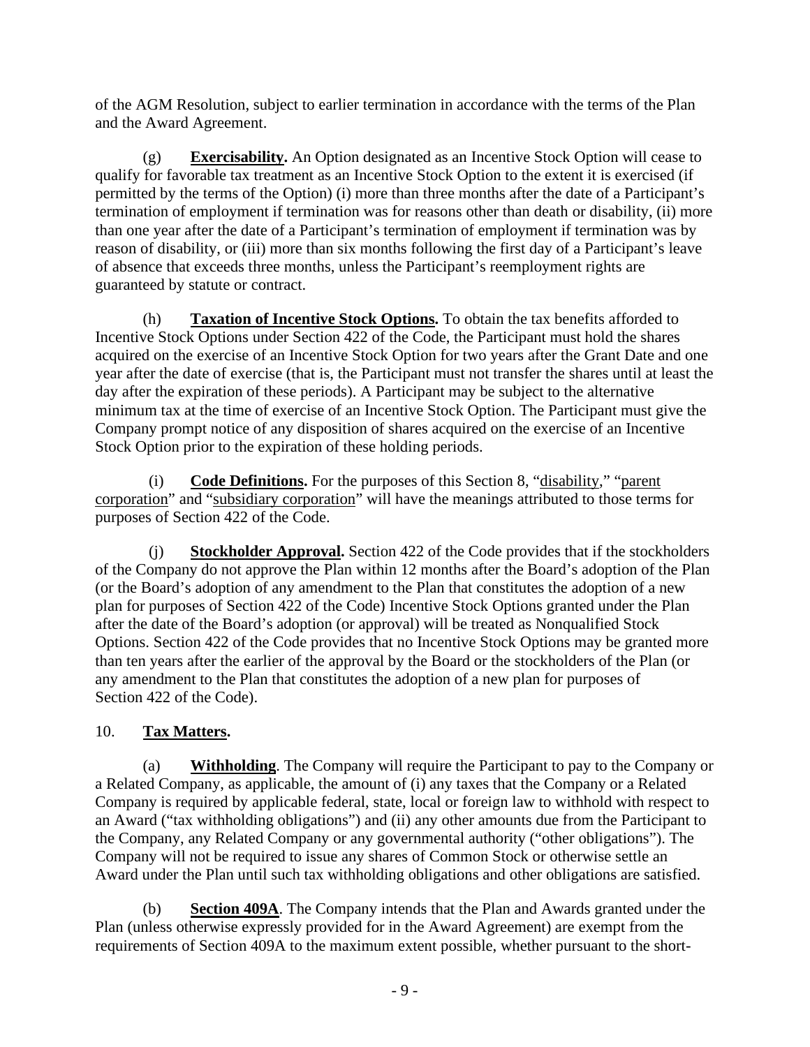of the AGM Resolution, subject to earlier termination in accordance with the terms of the Plan and the Award Agreement.

(g) **Exercisability.** An Option designated as an Incentive Stock Option will cease to qualify for favorable tax treatment as an Incentive Stock Option to the extent it is exercised (if permitted by the terms of the Option) (i) more than three months after the date of a Participant's termination of employment if termination was for reasons other than death or disability, (ii) more than one year after the date of a Participant's termination of employment if termination was by reason of disability, or (iii) more than six months following the first day of a Participant's leave of absence that exceeds three months, unless the Participant's reemployment rights are guaranteed by statute or contract.

(h) **Taxation of Incentive Stock Options.** To obtain the tax benefits afforded to Incentive Stock Options under Section 422 of the Code, the Participant must hold the shares acquired on the exercise of an Incentive Stock Option for two years after the Grant Date and one year after the date of exercise (that is, the Participant must not transfer the shares until at least the day after the expiration of these periods). A Participant may be subject to the alternative minimum tax at the time of exercise of an Incentive Stock Option. The Participant must give the Company prompt notice of any disposition of shares acquired on the exercise of an Incentive Stock Option prior to the expiration of these holding periods.

(i) **Code Definitions.** For the purposes of this Section 8, "disability," "parent corporation" and "subsidiary corporation" will have the meanings attributed to those terms for purposes of Section 422 of the Code.

(j) **Stockholder Approval.** Section 422 of the Code provides that if the stockholders of the Company do not approve the Plan within 12 months after the Board's adoption of the Plan (or the Board's adoption of any amendment to the Plan that constitutes the adoption of a new plan for purposes of Section 422 of the Code) Incentive Stock Options granted under the Plan after the date of the Board's adoption (or approval) will be treated as Nonqualified Stock Options. Section 422 of the Code provides that no Incentive Stock Options may be granted more than ten years after the earlier of the approval by the Board or the stockholders of the Plan (or any amendment to the Plan that constitutes the adoption of a new plan for purposes of Section 422 of the Code).

10. **Tax Matters.**

(a) **Withholding**. The Company will require the Participant to pay to the Company or a Related Company, as applicable, the amount of (i) any taxes that the Company or a Related Company is required by applicable federal, state, local or foreign law to withhold with respect to an Award ("tax withholding obligations") and (ii) any other amounts due from the Participant to the Company, any Related Company or any governmental authority ("other obligations"). The Company will not be required to issue any shares of Common Stock or otherwise settle an Award under the Plan until such tax withholding obligations and other obligations are satisfied.

(b) **Section 409A**. The Company intends that the Plan and Awards granted under the Plan (unless otherwise expressly provided for in the Award Agreement) are exempt from the requirements of Section 409A to the maximum extent possible, whether pursuant to the short-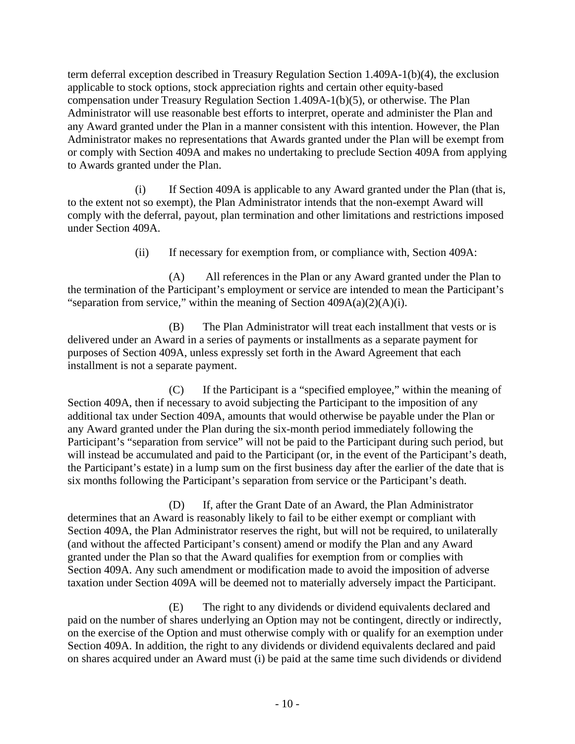term deferral exception described in Treasury Regulation Section 1.409A-1(b)(4), the exclusion applicable to stock options, stock appreciation rights and certain other equity-based compensation under Treasury Regulation Section 1.409A-1(b)(5), or otherwise. The Plan Administrator will use reasonable best efforts to interpret, operate and administer the Plan and any Award granted under the Plan in a manner consistent with this intention. However, the Plan Administrator makes no representations that Awards granted under the Plan will be exempt from or comply with Section 409A and makes no undertaking to preclude Section 409A from applying to Awards granted under the Plan.

(i) If Section 409A is applicable to any Award granted under the Plan (that is, to the extent not so exempt), the Plan Administrator intends that the non-exempt Award will comply with the deferral, payout, plan termination and other limitations and restrictions imposed under Section 409A.

(ii) If necessary for exemption from, or compliance with, Section 409A:

(A) All references in the Plan or any Award granted under the Plan to the termination of the Participant's employment or service are intended to mean the Participant's "separation from service," within the meaning of Section 409A(a)(2)(A)(i).

(B) The Plan Administrator will treat each installment that vests or is delivered under an Award in a series of payments or installments as a separate payment for purposes of Section 409A, unless expressly set forth in the Award Agreement that each installment is not a separate payment.

(C) If the Participant is a "specified employee," within the meaning of Section 409A, then if necessary to avoid subjecting the Participant to the imposition of any additional tax under Section 409A, amounts that would otherwise be payable under the Plan or any Award granted under the Plan during the six-month period immediately following the Participant's "separation from service" will not be paid to the Participant during such period, but will instead be accumulated and paid to the Participant (or, in the event of the Participant's death, the Participant's estate) in a lump sum on the first business day after the earlier of the date that is six months following the Participant's separation from service or the Participant's death.

(D) If, after the Grant Date of an Award, the Plan Administrator determines that an Award is reasonably likely to fail to be either exempt or compliant with Section 409A, the Plan Administrator reserves the right, but will not be required, to unilaterally (and without the affected Participant's consent) amend or modify the Plan and any Award granted under the Plan so that the Award qualifies for exemption from or complies with Section 409A. Any such amendment or modification made to avoid the imposition of adverse taxation under Section 409A will be deemed not to materially adversely impact the Participant.

(E) The right to any dividends or dividend equivalents declared and paid on the number of shares underlying an Option may not be contingent, directly or indirectly, on the exercise of the Option and must otherwise comply with or qualify for an exemption under Section 409A. In addition, the right to any dividends or dividend equivalents declared and paid on shares acquired under an Award must (i) be paid at the same time such dividends or dividend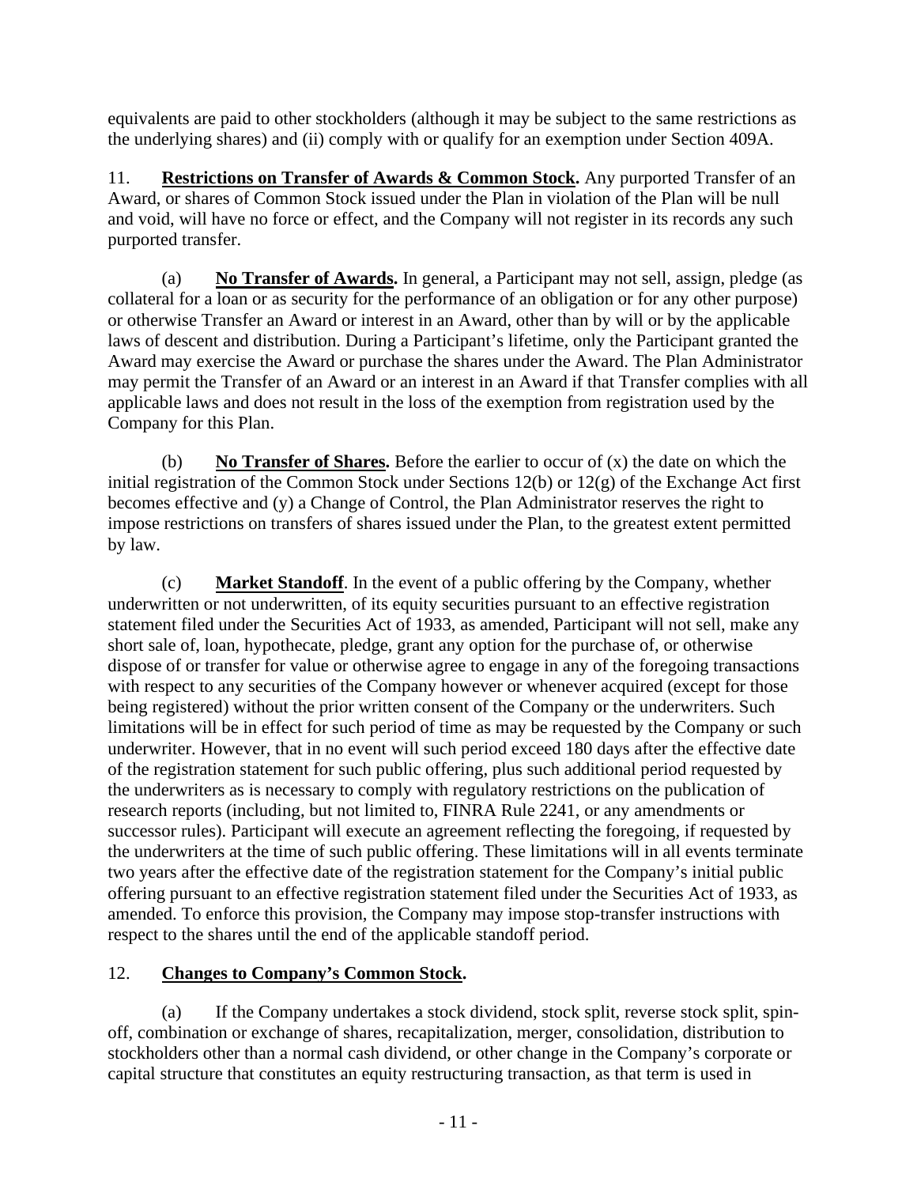equivalents are paid to other stockholders (although it may be subject to the same restrictions as the underlying shares) and (ii) comply with or qualify for an exemption under Section 409A.

11. **Restrictions on Transfer of Awards & Common Stock.** Any purported Transfer of an Award, or shares of Common Stock issued under the Plan in violation of the Plan will be null and void, will have no force or effect, and the Company will not register in its records any such purported transfer.

(a) **No Transfer of Awards.** In general, a Participant may not sell, assign, pledge (as collateral for a loan or as security for the performance of an obligation or for any other purpose) or otherwise Transfer an Award or interest in an Award, other than by will or by the applicable laws of descent and distribution. During a Participant's lifetime, only the Participant granted the Award may exercise the Award or purchase the shares under the Award. The Plan Administrator may permit the Transfer of an Award or an interest in an Award if that Transfer complies with all applicable laws and does not result in the loss of the exemption from registration used by the Company for this Plan.

(b) **No Transfer of Shares.** Before the earlier to occur of (x) the date on which the initial registration of the Common Stock under Sections 12(b) or 12(g) of the Exchange Act first becomes effective and (y) a Change of Control, the Plan Administrator reserves the right to impose restrictions on transfers of shares issued under the Plan, to the greatest extent permitted by law.

(c) **Market Standoff**. In the event of a public offering by the Company, whether underwritten or not underwritten, of its equity securities pursuant to an effective registration statement filed under the Securities Act of 1933, as amended, Participant will not sell, make any short sale of, loan, hypothecate, pledge, grant any option for the purchase of, or otherwise dispose of or transfer for value or otherwise agree to engage in any of the foregoing transactions with respect to any securities of the Company however or whenever acquired (except for those being registered) without the prior written consent of the Company or the underwriters. Such limitations will be in effect for such period of time as may be requested by the Company or such underwriter. However, that in no event will such period exceed 180 days after the effective date of the registration statement for such public offering, plus such additional period requested by the underwriters as is necessary to comply with regulatory restrictions on the publication of research reports (including, but not limited to, FINRA Rule 2241, or any amendments or successor rules). Participant will execute an agreement reflecting the foregoing, if requested by the underwriters at the time of such public offering. These limitations will in all events terminate two years after the effective date of the registration statement for the Company's initial public offering pursuant to an effective registration statement filed under the Securities Act of 1933, as amended. To enforce this provision, the Company may impose stop-transfer instructions with respect to the shares until the end of the applicable standoff period.

12. **Changes to Company's Common Stock.**

(a) If the Company undertakes a stock dividend, stock split, reverse stock split, spin-off, combination or exchange of shares, recapitalization, merger, consolidation, distribution to stockholders other than a normal cash dividend, or other change in the Company's corporate or capital structure that constitutes an equity restructuring transaction, as that term is used in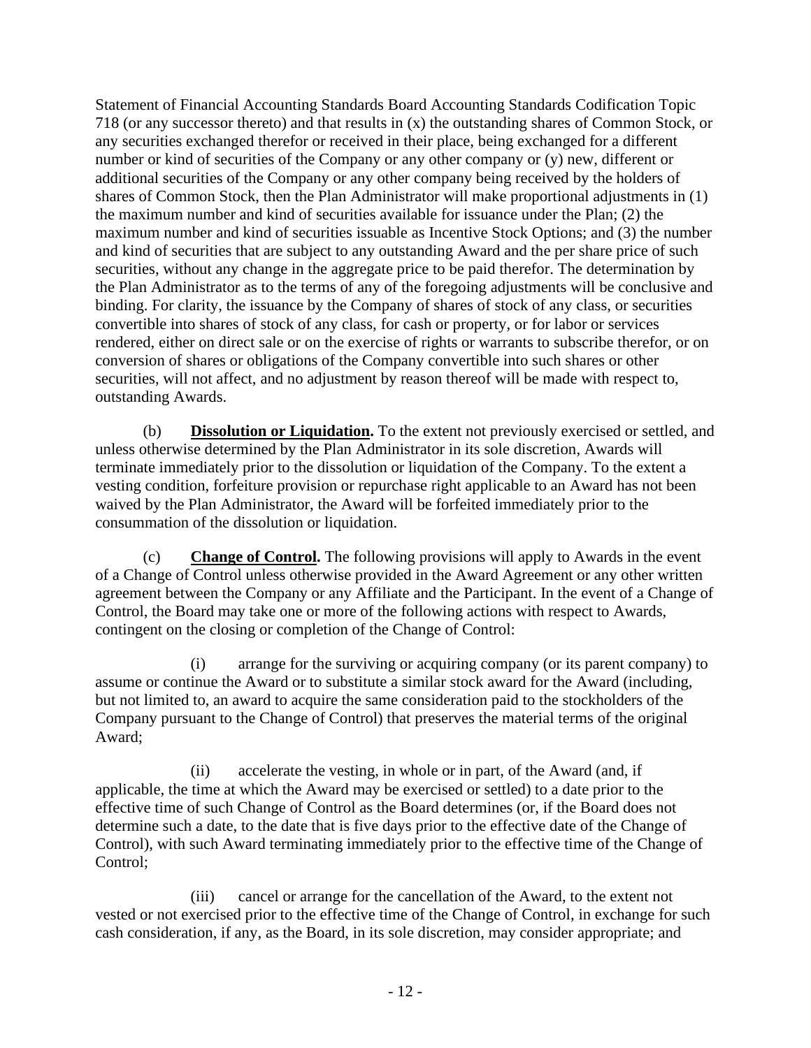Statement of Financial Accounting Standards Board Accounting Standards Codification Topic 718 (or any successor thereto) and that results in (x) the outstanding shares of Common Stock, or any securities exchanged therefor or received in their place, being exchanged for a different number or kind of securities of the Company or any other company or (y) new, different or additional securities of the Company or any other company being received by the holders of shares of Common Stock, then the Plan Administrator will make proportional adjustments in (1) the maximum number and kind of securities available for issuance under the Plan; (2) the maximum number and kind of securities issuable as Incentive Stock Options; and (3) the number and kind of securities that are subject to any outstanding Award and the per share price of such securities, without any change in the aggregate price to be paid therefor. The determination by the Plan Administrator as to the terms of any of the foregoing adjustments will be conclusive and binding. For clarity, the issuance by the Company of shares of stock of any class, or securities convertible into shares of stock of any class, for cash or property, or for labor or services rendered, either on direct sale or on the exercise of rights or warrants to subscribe therefor, or on conversion of shares or obligations of the Company convertible into such shares or other securities, will not affect, and no adjustment by reason thereof will be made with respect to, outstanding Awards.

(b) **Dissolution or Liquidation.** To the extent not previously exercised or settled, and unless otherwise determined by the Plan Administrator in its sole discretion, Awards will terminate immediately prior to the dissolution or liquidation of the Company. To the extent a vesting condition, forfeiture provision or repurchase right applicable to an Award has not been waived by the Plan Administrator, the Award will be forfeited immediately prior to the consummation of the dissolution or liquidation.

(c) **Change of Control.** The following provisions will apply to Awards in the event of a Change of Control unless otherwise provided in the Award Agreement or any other written agreement between the Company or any Affiliate and the Participant. In the event of a Change of Control, the Board may take one or more of the following actions with respect to Awards, contingent on the closing or completion of the Change of Control:

(i) arrange for the surviving or acquiring company (or its parent company) to assume or continue the Award or to substitute a similar stock award for the Award (including, but not limited to, an award to acquire the same consideration paid to the stockholders of the Company pursuant to the Change of Control) that preserves the material terms of the original Award;

(ii) accelerate the vesting, in whole or in part, of the Award (and, if applicable, the time at which the Award may be exercised or settled) to a date prior to the effective time of such Change of Control as the Board determines (or, if the Board does not determine such a date, to the date that is five days prior to the effective date of the Change of Control), with such Award terminating immediately prior to the effective time of the Change of Control;

(iii) cancel or arrange for the cancellation of the Award, to the extent not vested or not exercised prior to the effective time of the Change of Control, in exchange for such cash consideration, if any, as the Board, in its sole discretion, may consider appropriate; and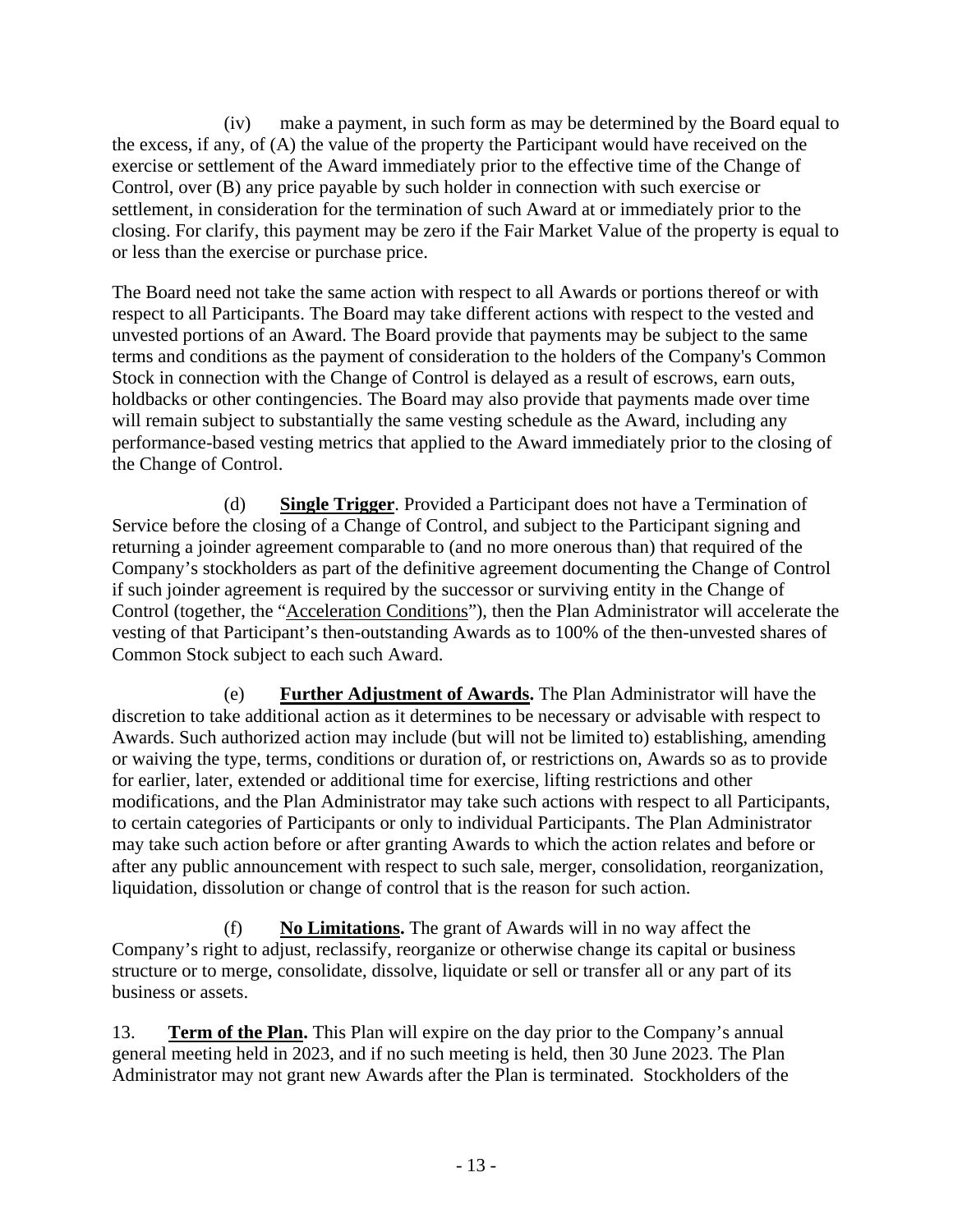(iv) make a payment, in such form as may be determined by the Board equal to the excess, if any, of (A) the value of the property the Participant would have received on the exercise or settlement of the Award immediately prior to the effective time of the Change of Control, over (B) any price payable by such holder in connection with such exercise or settlement, in consideration for the termination of such Award at or immediately prior to the closing. For clarify, this payment may be zero if the Fair Market Value of the property is equal to or less than the exercise or purchase price.

The Board need not take the same action with respect to all Awards or portions thereof or with respect to all Participants. The Board may take different actions with respect to the vested and unvested portions of an Award. The Board provide that payments may be subject to the same terms and conditions as the payment of consideration to the holders of the Company's Common Stock in connection with the Change of Control is delayed as a result of escrows, earn outs, holdbacks or other contingencies. The Board may also provide that payments made over time will remain subject to substantially the same vesting schedule as the Award, including any performance-based vesting metrics that applied to the Award immediately prior to the closing of the Change of Control.

(d) **Single Trigger**. Provided a Participant does not have a Termination of Service before the closing of a Change of Control, and subject to the Participant signing and returning a joinder agreement comparable to (and no more onerous than) that required of the Company's stockholders as part of the definitive agreement documenting the Change of Control if such joinder agreement is required by the successor or surviving entity in the Change of Control (together, the "Acceleration Conditions"), then the Plan Administrator will accelerate the vesting of that Participant's then-outstanding Awards as to 100% of the then-unvested shares of Common Stock subject to each such Award.

(e) **Further Adjustment of Awards.** The Plan Administrator will have the discretion to take additional action as it determines to be necessary or advisable with respect to Awards. Such authorized action may include (but will not be limited to) establishing, amending or waiving the type, terms, conditions or duration of, or restrictions on, Awards so as to provide for earlier, later, extended or additional time for exercise, lifting restrictions and other modifications, and the Plan Administrator may take such actions with respect to all Participants, to certain categories of Participants or only to individual Participants. The Plan Administrator may take such action before or after granting Awards to which the action relates and before or after any public announcement with respect to such sale, merger, consolidation, reorganization, liquidation, dissolution or change of control that is the reason for such action.

(f) **No Limitations.** The grant of Awards will in no way affect the Company's right to adjust, reclassify, reorganize or otherwise change its capital or business structure or to merge, consolidate, dissolve, liquidate or sell or transfer all or any part of its business or assets.

13. **Term of the Plan.** This Plan will expire on the day prior to the Company's annual general meeting held in 2023, and if no such meeting is held, then 30 June 2023. The Plan Administrator may not grant new Awards after the Plan is terminated. Stockholders of the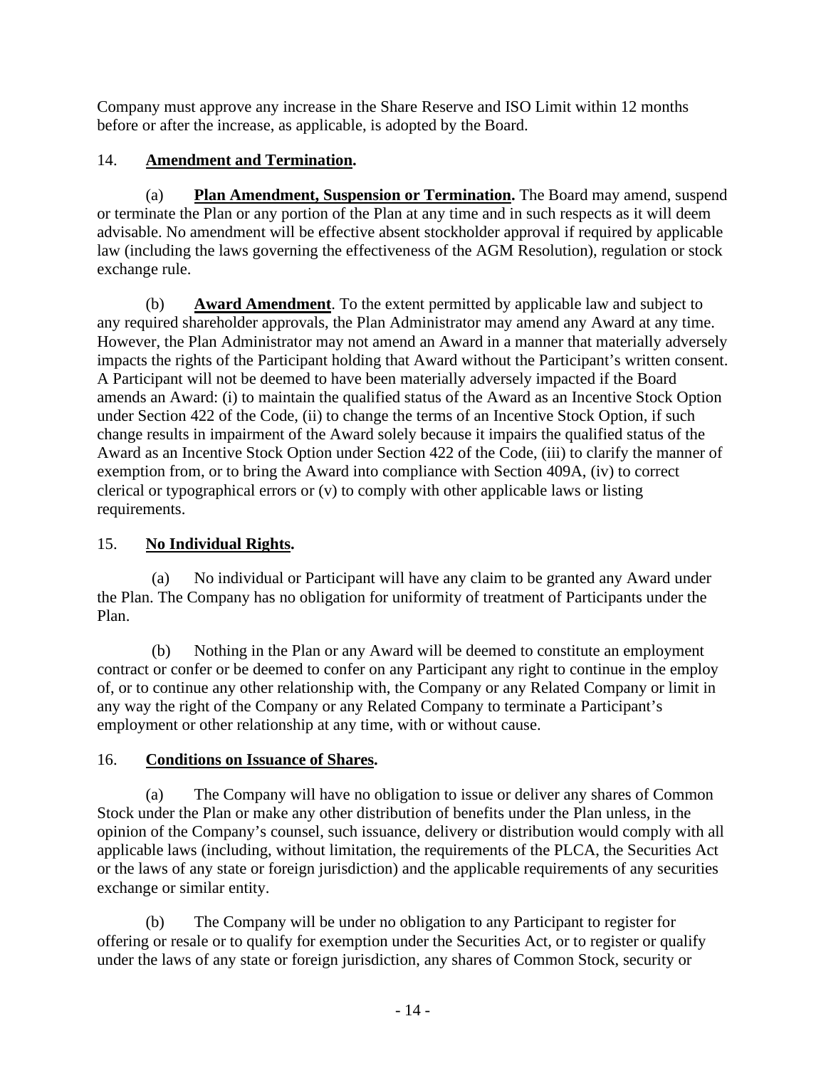Company must approve any increase in the Share Reserve and ISO Limit within 12 months before or after the increase, as applicable, is adopted by the Board.

14. **Amendment and Termination.**

(a) **Plan Amendment, Suspension or Termination.** The Board may amend, suspend or terminate the Plan or any portion of the Plan at any time and in such respects as it will deem advisable. No amendment will be effective absent stockholder approval if required by applicable law (including the laws governing the effectiveness of the AGM Resolution), regulation or stock exchange rule.

(b) **Award Amendment**. To the extent permitted by applicable law and subject to any required shareholder approvals, the Plan Administrator may amend any Award at any time. However, the Plan Administrator may not amend an Award in a manner that materially adversely impacts the rights of the Participant holding that Award without the Participant's written consent. A Participant will not be deemed to have been materially adversely impacted if the Board amends an Award: (i) to maintain the qualified status of the Award as an Incentive Stock Option under Section 422 of the Code, (ii) to change the terms of an Incentive Stock Option, if such change results in impairment of the Award solely because it impairs the qualified status of the Award as an Incentive Stock Option under Section 422 of the Code, (iii) to clarify the manner of exemption from, or to bring the Award into compliance with Section 409A, (iv) to correct clerical or typographical errors or (v) to comply with other applicable laws or listing requirements.

15. **No Individual Rights.**

(a) No individual or Participant will have any claim to be granted any Award under the Plan. The Company has no obligation for uniformity of treatment of Participants under the Plan.

(b) Nothing in the Plan or any Award will be deemed to constitute an employment contract or confer or be deemed to confer on any Participant any right to continue in the employ of, or to continue any other relationship with, the Company or any Related Company or limit in any way the right of the Company or any Related Company to terminate a Participant's employment or other relationship at any time, with or without cause.

16. **Conditions on Issuance of Shares.**

(a) The Company will have no obligation to issue or deliver any shares of Common Stock under the Plan or make any other distribution of benefits under the Plan unless, in the opinion of the Company's counsel, such issuance, delivery or distribution would comply with all applicable laws (including, without limitation, the requirements of the PLCA, the Securities Act or the laws of any state or foreign jurisdiction) and the applicable requirements of any securities exchange or similar entity.

(b) The Company will be under no obligation to any Participant to register for offering or resale or to qualify for exemption under the Securities Act, or to register or qualify under the laws of any state or foreign jurisdiction, any shares of Common Stock, security or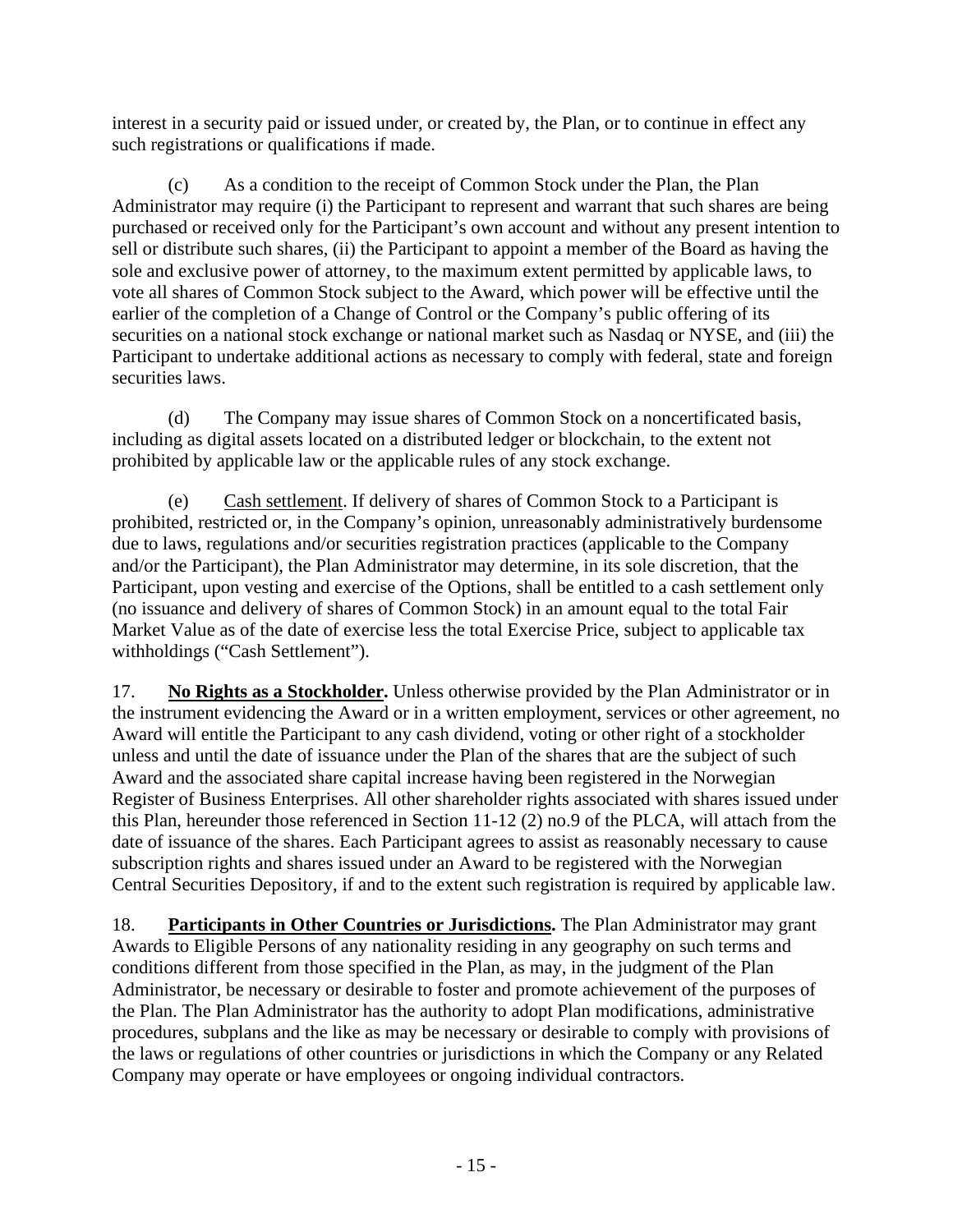interest in a security paid or issued under, or created by, the Plan, or to continue in effect any such registrations or qualifications if made.

(c) As a condition to the receipt of Common Stock under the Plan, the Plan Administrator may require (i) the Participant to represent and warrant that such shares are being purchased or received only for the Participant's own account and without any present intention to sell or distribute such shares, (ii) the Participant to appoint a member of the Board as having the sole and exclusive power of attorney, to the maximum extent permitted by applicable laws, to vote all shares of Common Stock subject to the Award, which power will be effective until the earlier of the completion of a Change of Control or the Company's public offering of its securities on a national stock exchange or national market such as Nasdaq or NYSE, and (iii) the Participant to undertake additional actions as necessary to comply with federal, state and foreign securities laws.

(d) The Company may issue shares of Common Stock on a noncertificated basis, including as digital assets located on a distributed ledger or blockchain, to the extent not prohibited by applicable law or the applicable rules of any stock exchange.

(e) Cash settlement. If delivery of shares of Common Stock to a Participant is prohibited, restricted or, in the Company's opinion, unreasonably administratively burdensome due to laws, regulations and/or securities registration practices (applicable to the Company and/or the Participant), the Plan Administrator may determine, in its sole discretion, that the Participant, upon vesting and exercise of the Options, shall be entitled to a cash settlement only (no issuance and delivery of shares of Common Stock) in an amount equal to the total Fair Market Value as of the date of exercise less the total Exercise Price, subject to applicable tax withholdings ("Cash Settlement").

17. **No Rights as a Stockholder.** Unless otherwise provided by the Plan Administrator or in the instrument evidencing the Award or in a written employment, services or other agreement, no Award will entitle the Participant to any cash dividend, voting or other right of a stockholder unless and until the date of issuance under the Plan of the shares that are the subject of such Award and the associated share capital increase having been registered in the Norwegian Register of Business Enterprises. All other shareholder rights associated with shares issued under this Plan, hereunder those referenced in Section 11-12 (2) no.9 of the PLCA, will attach from the date of issuance of the shares. Each Participant agrees to assist as reasonably necessary to cause subscription rights and shares issued under an Award to be registered with the Norwegian Central Securities Depository, if and to the extent such registration is required by applicable law.

18. **Participants in Other Countries or Jurisdictions.** The Plan Administrator may grant Awards to Eligible Persons of any nationality residing in any geography on such terms and conditions different from those specified in the Plan, as may, in the judgment of the Plan Administrator, be necessary or desirable to foster and promote achievement of the purposes of the Plan. The Plan Administrator has the authority to adopt Plan modifications, administrative procedures, subplans and the like as may be necessary or desirable to comply with provisions of the laws or regulations of other countries or jurisdictions in which the Company or any Related Company may operate or have employees or ongoing individual contractors.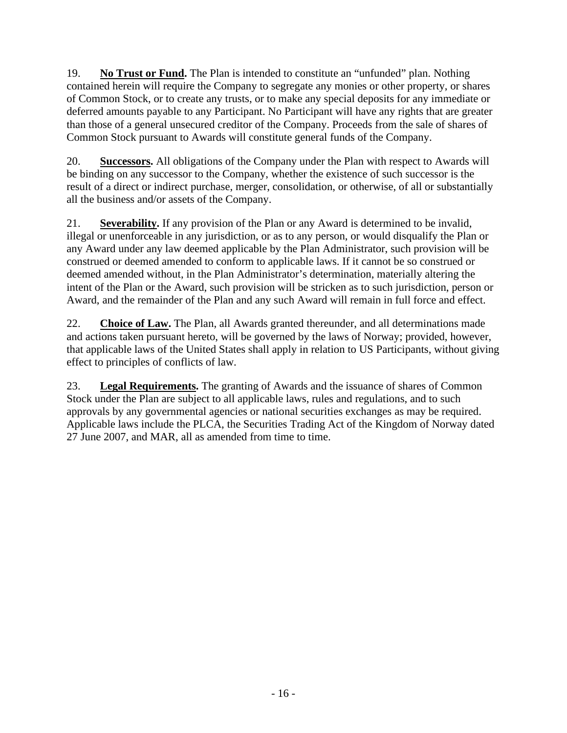19. **<u>No Trust or Fund</u>.** The Plan is intended to constitute an "unfunded" plan. Nothing contained herein will require the Company to segregate any monies or other property, or shares of Common Stock, or to create any trusts, or to make any special deposits for any immediate or deferred amounts payable to any Participant. No Participant will have any rights that are greater than those of a general unsecured creditor of the Company. Proceeds from the sale of shares of Common Stock pursuant to Awards will constitute general funds of the Company.

20. **<u>Successors</u>.** All obligations of the Company under the Plan with respect to Awards will be binding on any successor to the Company, whether the existence of such successor is the result of a direct or indirect purchase, merger, consolidation, or otherwise, of all or substantially all the business and/or assets of the Company.

21. **<u>Severability</u>.** If any provision of the Plan or any Award is determined to be invalid, illegal or unenforceable in any jurisdiction, or as to any person, or would disqualify the Plan or any Award under any law deemed applicable by the Plan Administrator, such provision will be construed or deemed amended to conform to applicable laws. If it cannot be so construed or deemed amended without, in the Plan Administrator's determination, materially altering the intent of the Plan or the Award, such provision will be stricken as to such jurisdiction, person or Award, and the remainder of the Plan and any such Award will remain in full force and effect.

22. **<u>Choice of Law</u>.** The Plan, all Awards granted thereunder, and all determinations made and actions taken pursuant hereto, will be governed by the laws of Norway; provided, however, that applicable laws of the United States shall apply in relation to US Participants, without giving effect to principles of conflicts of law.

23. **<u>Legal Requirements</u>.** The granting of Awards and the issuance of shares of Common Stock under the Plan are subject to all applicable laws, rules and regulations, and to such approvals by any governmental agencies or national securities exchanges as may be required. Applicable laws include the PLCA, the Securities Trading Act of the Kingdom of Norway dated 27 June 2007, and MAR, all as amended from time to time.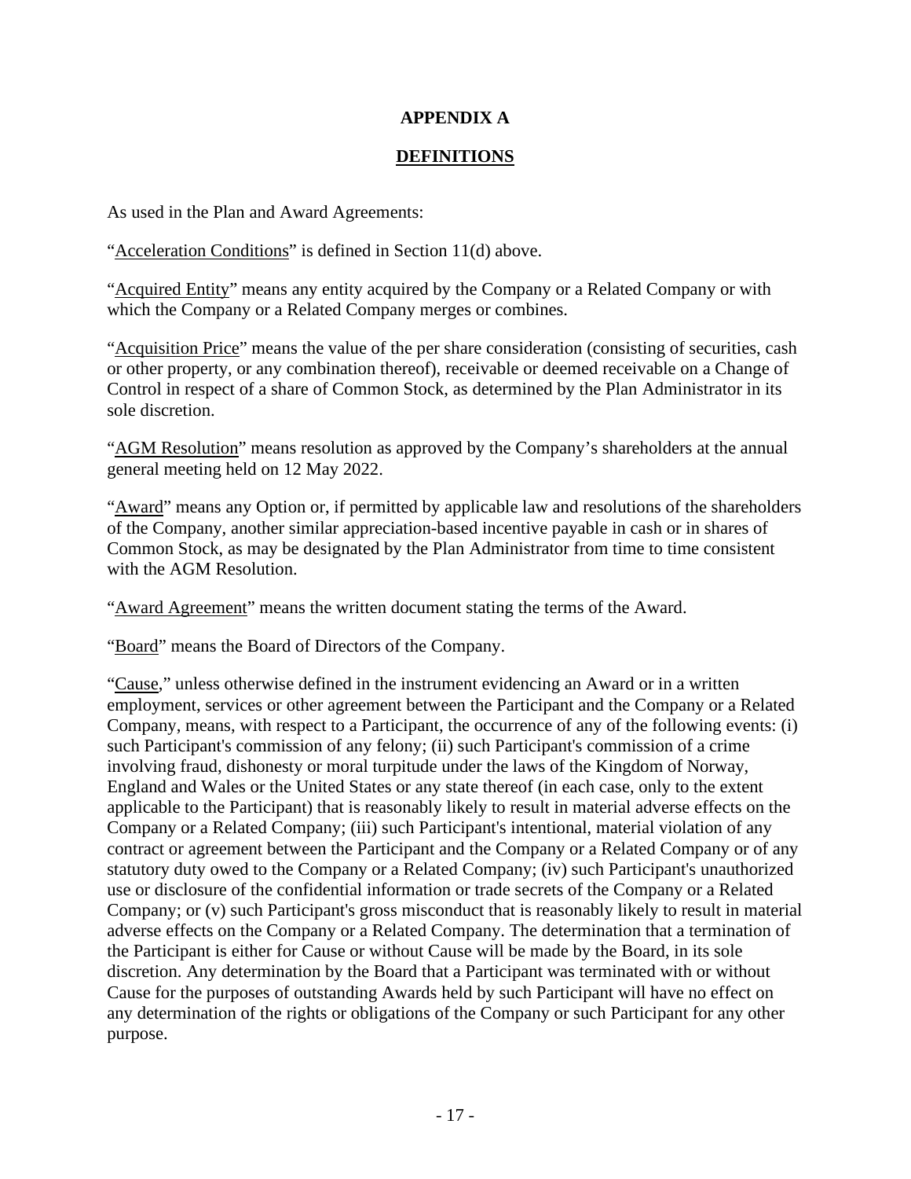# APPENDIX A

## DEFINITIONS

As used in the Plan and Award Agreements:

"Acceleration Conditions" is defined in Section 11(d) above.

"Acquired Entity" means any entity acquired by the Company or a Related Company or with which the Company or a Related Company merges or combines.

"Acquisition Price" means the value of the per share consideration (consisting of securities, cash or other property, or any combination thereof), receivable or deemed receivable on a Change of Control in respect of a share of Common Stock, as determined by the Plan Administrator in its sole discretion.

"AGM Resolution" means resolution as approved by the Company's shareholders at the annual general meeting held on 12 May 2022.

"Award" means any Option or, if permitted by applicable law and resolutions of the shareholders of the Company, another similar appreciation-based incentive payable in cash or in shares of Common Stock, as may be designated by the Plan Administrator from time to time consistent with the AGM Resolution.

"Award Agreement" means the written document stating the terms of the Award.

"Board" means the Board of Directors of the Company.

"Cause," unless otherwise defined in the instrument evidencing an Award or in a written employment, services or other agreement between the Participant and the Company or a Related Company, means, with respect to a Participant, the occurrence of any of the following events: (i) such Participant's commission of any felony; (ii) such Participant's commission of a crime involving fraud, dishonesty or moral turpitude under the laws of the Kingdom of Norway, England and Wales or the United States or any state thereof (in each case, only to the extent applicable to the Participant) that is reasonably likely to result in material adverse effects on the Company or a Related Company; (iii) such Participant's intentional, material violation of any contract or agreement between the Participant and the Company or a Related Company or of any statutory duty owed to the Company or a Related Company; (iv) such Participant's unauthorized use or disclosure of the confidential information or trade secrets of the Company or a Related Company; or (v) such Participant's gross misconduct that is reasonably likely to result in material adverse effects on the Company or a Related Company. The determination that a termination of the Participant is either for Cause or without Cause will be made by the Board, in its sole discretion. Any determination by the Board that a Participant was terminated with or without Cause for the purposes of outstanding Awards held by such Participant will have no effect on any determination of the rights or obligations of the Company or such Participant for any other purpose.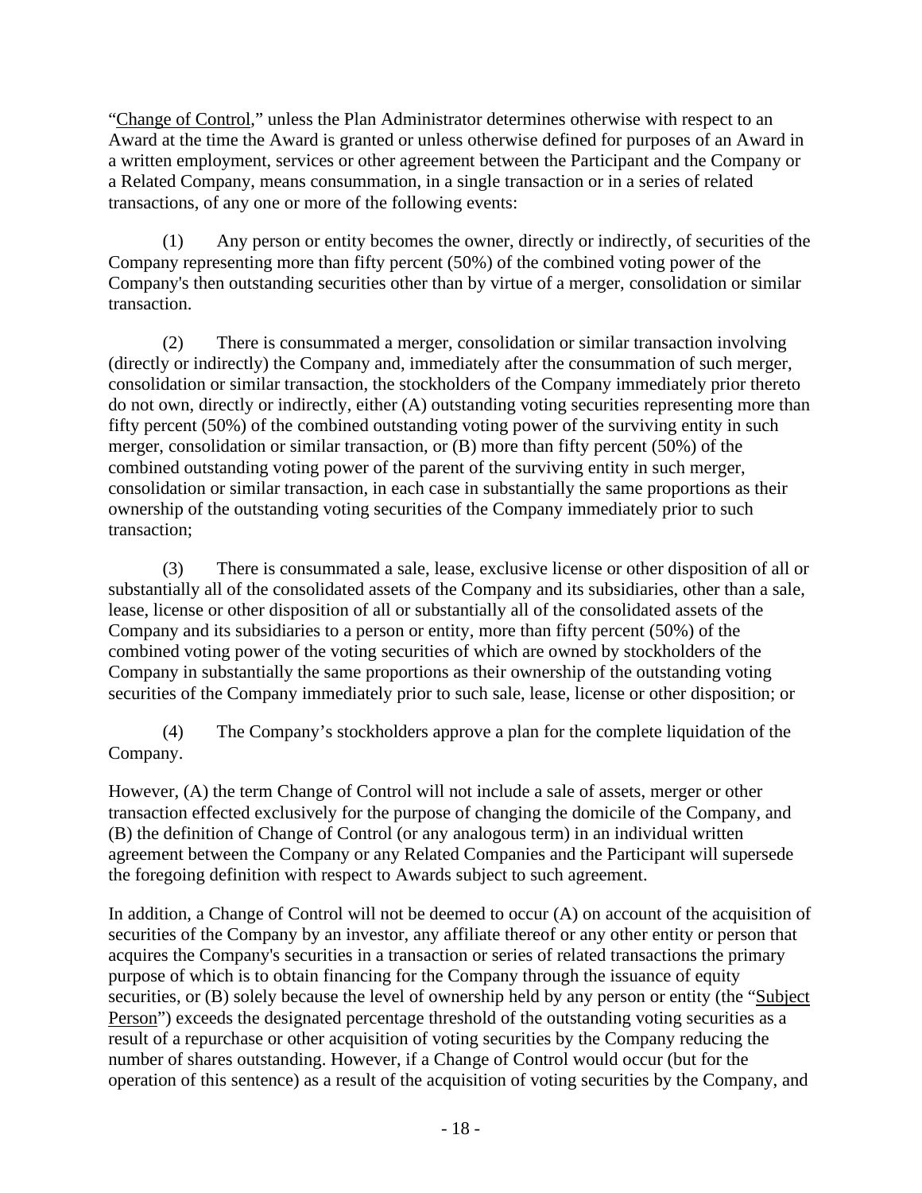"Change of Control," unless the Plan Administrator determines otherwise with respect to an Award at the time the Award is granted or unless otherwise defined for purposes of an Award in a written employment, services or other agreement between the Participant and the Company or a Related Company, means consummation, in a single transaction or in a series of related transactions, of any one or more of the following events:

(1) Any person or entity becomes the owner, directly or indirectly, of securities of the Company representing more than fifty percent (50%) of the combined voting power of the Company's then outstanding securities other than by virtue of a merger, consolidation or similar transaction.

(2) There is consummated a merger, consolidation or similar transaction involving (directly or indirectly) the Company and, immediately after the consummation of such merger, consolidation or similar transaction, the stockholders of the Company immediately prior thereto do not own, directly or indirectly, either (A) outstanding voting securities representing more than fifty percent (50%) of the combined outstanding voting power of the surviving entity in such merger, consolidation or similar transaction, or (B) more than fifty percent (50%) of the combined outstanding voting power of the parent of the surviving entity in such merger, consolidation or similar transaction, in each case in substantially the same proportions as their ownership of the outstanding voting securities of the Company immediately prior to such transaction;

(3) There is consummated a sale, lease, exclusive license or other disposition of all or substantially all of the consolidated assets of the Company and its subsidiaries, other than a sale, lease, license or other disposition of all or substantially all of the consolidated assets of the Company and its subsidiaries to a person or entity, more than fifty percent (50%) of the combined voting power of the voting securities of which are owned by stockholders of the Company in substantially the same proportions as their ownership of the outstanding voting securities of the Company immediately prior to such sale, lease, license or other disposition; or

(4) The Company's stockholders approve a plan for the complete liquidation of the Company.

However, (A) the term Change of Control will not include a sale of assets, merger or other transaction effected exclusively for the purpose of changing the domicile of the Company, and (B) the definition of Change of Control (or any analogous term) in an individual written agreement between the Company or any Related Companies and the Participant will supersede the foregoing definition with respect to Awards subject to such agreement.

In addition, a Change of Control will not be deemed to occur (A) on account of the acquisition of securities of the Company by an investor, any affiliate thereof or any other entity or person that acquires the Company's securities in a transaction or series of related transactions the primary purpose of which is to obtain financing for the Company through the issuance of equity securities, or (B) solely because the level of ownership held by any person or entity (the "Subject Person") exceeds the designated percentage threshold of the outstanding voting securities as a result of a repurchase or other acquisition of voting securities by the Company reducing the number of shares outstanding. However, if a Change of Control would occur (but for the operation of this sentence) as a result of the acquisition of voting securities by the Company, and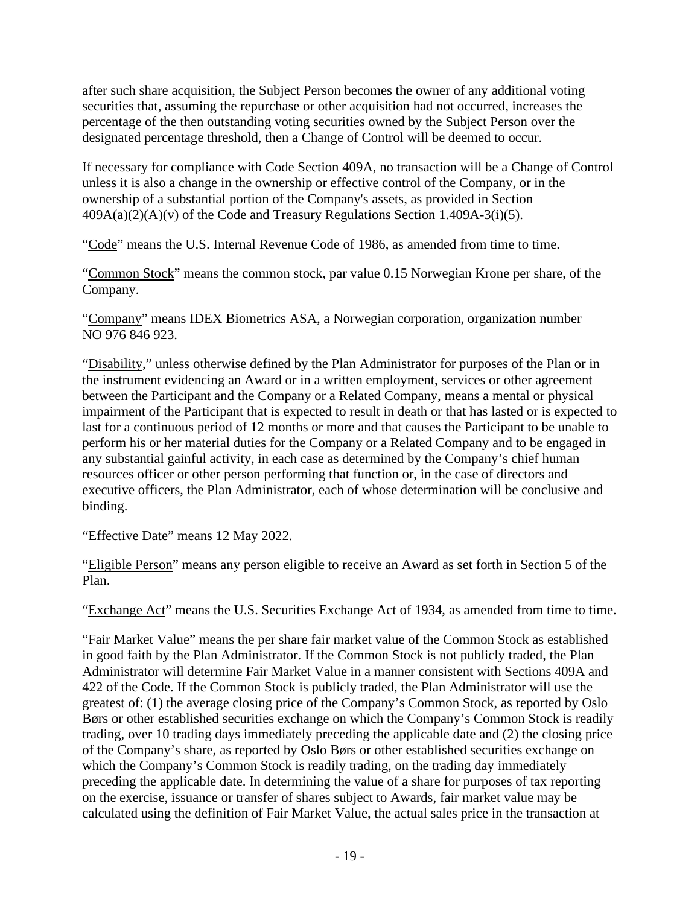after such share acquisition, the Subject Person becomes the owner of any additional voting securities that, assuming the repurchase or other acquisition had not occurred, increases the percentage of the then outstanding voting securities owned by the Subject Person over the designated percentage threshold, then a Change of Control will be deemed to occur.

If necessary for compliance with Code Section 409A, no transaction will be a Change of Control unless it is also a change in the ownership or effective control of the Company, or in the ownership of a substantial portion of the Company's assets, as provided in Section 409A(a)(2)(A)(v) of the Code and Treasury Regulations Section 1.409A-3(i)(5).

"Code" means the U.S. Internal Revenue Code of 1986, as amended from time to time.

"Common Stock" means the common stock, par value 0.15 Norwegian Krone per share, of the Company.

"Company" means IDEX Biometrics ASA, a Norwegian corporation, organization number NO 976 846 923.

"Disability," unless otherwise defined by the Plan Administrator for purposes of the Plan or in the instrument evidencing an Award or in a written employment, services or other agreement between the Participant and the Company or a Related Company, means a mental or physical impairment of the Participant that is expected to result in death or that has lasted or is expected to last for a continuous period of 12 months or more and that causes the Participant to be unable to perform his or her material duties for the Company or a Related Company and to be engaged in any substantial gainful activity, in each case as determined by the Company's chief human resources officer or other person performing that function or, in the case of directors and executive officers, the Plan Administrator, each of whose determination will be conclusive and binding.

"Effective Date" means 12 May 2022.

"Eligible Person" means any person eligible to receive an Award as set forth in Section 5 of the Plan.

"Exchange Act" means the U.S. Securities Exchange Act of 1934, as amended from time to time.

"Fair Market Value" means the per share fair market value of the Common Stock as established in good faith by the Plan Administrator. If the Common Stock is not publicly traded, the Plan Administrator will determine Fair Market Value in a manner consistent with Sections 409A and 422 of the Code. If the Common Stock is publicly traded, the Plan Administrator will use the greatest of: (1) the average closing price of the Company's Common Stock, as reported by Oslo Børs or other established securities exchange on which the Company's Common Stock is readily trading, over 10 trading days immediately preceding the applicable date and (2) the closing price of the Company's share, as reported by Oslo Børs or other established securities exchange on which the Company's Common Stock is readily trading, on the trading day immediately preceding the applicable date. In determining the value of a share for purposes of tax reporting on the exercise, issuance or transfer of shares subject to Awards, fair market value may be calculated using the definition of Fair Market Value, the actual sales price in the transaction at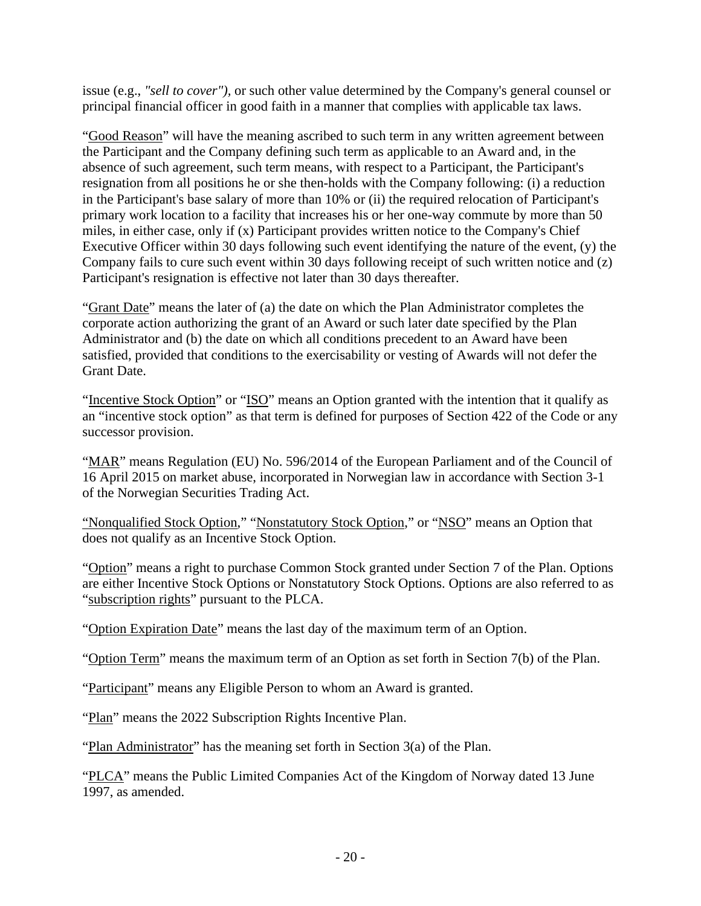issue (e.g., *"sell to cover")*, or such other value determined by the Company's general counsel or principal financial officer in good faith in a manner that complies with applicable tax laws.

"Good Reason" will have the meaning ascribed to such term in any written agreement between the Participant and the Company defining such term as applicable to an Award and, in the absence of such agreement, such term means, with respect to a Participant, the Participant's resignation from all positions he or she then-holds with the Company following: (i) a reduction in the Participant's base salary of more than 10% or (ii) the required relocation of Participant's primary work location to a facility that increases his or her one-way commute by more than 50 miles, in either case, only if (x) Participant provides written notice to the Company's Chief Executive Officer within 30 days following such event identifying the nature of the event, (y) the Company fails to cure such event within 30 days following receipt of such written notice and (z) Participant's resignation is effective not later than 30 days thereafter.

"Grant Date" means the later of (a) the date on which the Plan Administrator completes the corporate action authorizing the grant of an Award or such later date specified by the Plan Administrator and (b) the date on which all conditions precedent to an Award have been satisfied, provided that conditions to the exercisability or vesting of Awards will not defer the Grant Date.

"Incentive Stock Option" or "ISO" means an Option granted with the intention that it qualify as an "incentive stock option" as that term is defined for purposes of Section 422 of the Code or any successor provision.

"MAR" means Regulation (EU) No. 596/2014 of the European Parliament and of the Council of 16 April 2015 on market abuse, incorporated in Norwegian law in accordance with Section 3-1 of the Norwegian Securities Trading Act.

"Nonqualified Stock Option," "Nonstatutory Stock Option," or "NSO" means an Option that does not qualify as an Incentive Stock Option.

"Option" means a right to purchase Common Stock granted under Section 7 of the Plan. Options are either Incentive Stock Options or Nonstatutory Stock Options. Options are also referred to as "subscription rights" pursuant to the PLCA.

"Option Expiration Date" means the last day of the maximum term of an Option.

"Option Term" means the maximum term of an Option as set forth in Section 7(b) of the Plan.

"Participant" means any Eligible Person to whom an Award is granted.

"Plan" means the 2022 Subscription Rights Incentive Plan.

"Plan Administrator" has the meaning set forth in Section 3(a) of the Plan.

"PLCA" means the Public Limited Companies Act of the Kingdom of Norway dated 13 June 1997, as amended.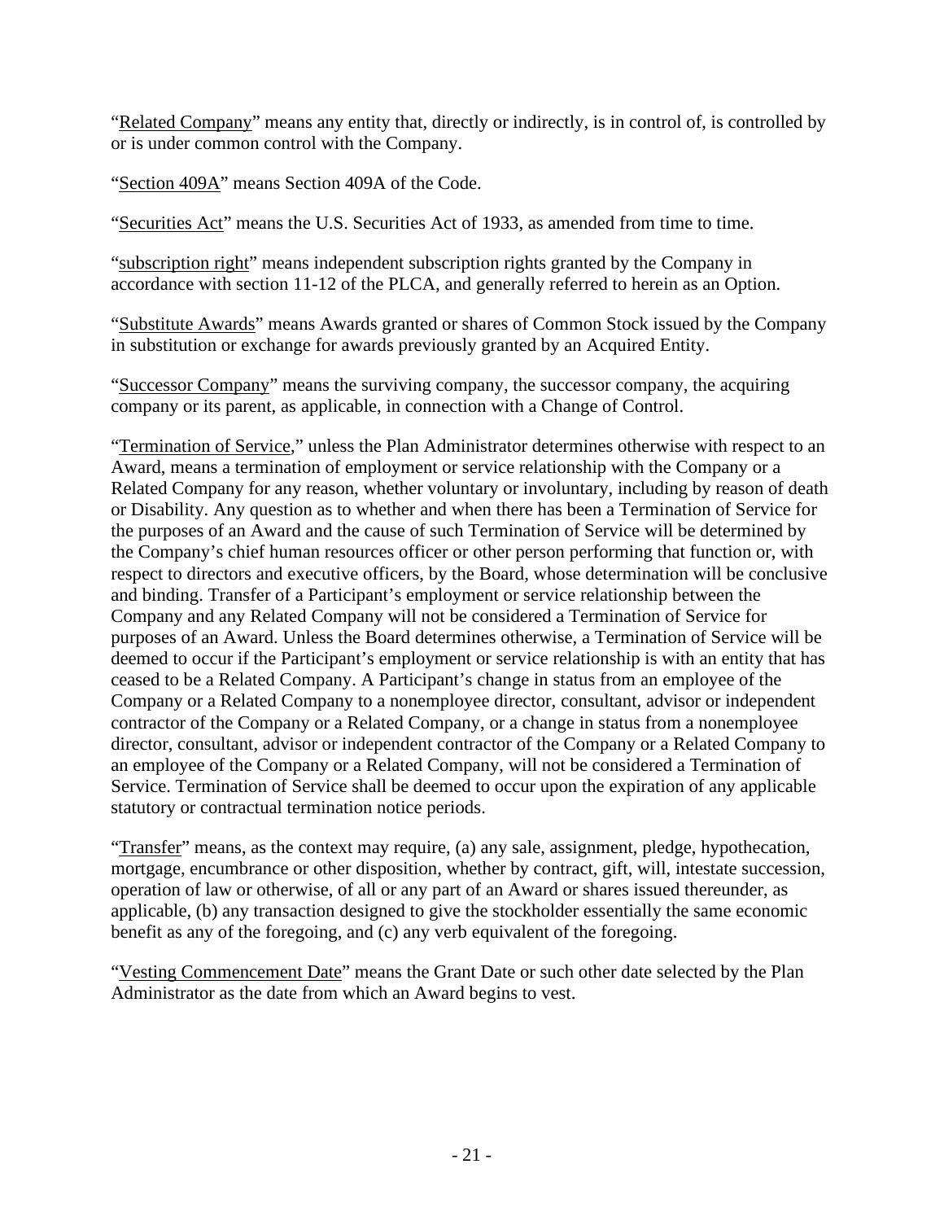"<u>Related Company</u>" means any entity that, directly or indirectly, is in control of, is controlled by or is under common control with the Company.

"<u>Section 409A</u>" means Section 409A of the Code.

"<u>Securities Act</u>" means the U.S. Securities Act of 1933, as amended from time to time.

"<u>subscription right</u>" means independent subscription rights granted by the Company in accordance with section 11-12 of the PLCA, and generally referred to herein as an Option.

"<u>Substitute Awards</u>" means Awards granted or shares of Common Stock issued by the Company in substitution or exchange for awards previously granted by an Acquired Entity.

"<u>Successor Company</u>" means the surviving company, the successor company, the acquiring company or its parent, as applicable, in connection with a Change of Control.

"<u>Termination of Service</u>," unless the Plan Administrator determines otherwise with respect to an Award, means a termination of employment or service relationship with the Company or a Related Company for any reason, whether voluntary or involuntary, including by reason of death or Disability. Any question as to whether and when there has been a Termination of Service for the purposes of an Award and the cause of such Termination of Service will be determined by the Company's chief human resources officer or other person performing that function or, with respect to directors and executive officers, by the Board, whose determination will be conclusive and binding. Transfer of a Participant's employment or service relationship between the Company and any Related Company will not be considered a Termination of Service for purposes of an Award. Unless the Board determines otherwise, a Termination of Service will be deemed to occur if the Participant's employment or service relationship is with an entity that has ceased to be a Related Company. A Participant's change in status from an employee of the Company or a Related Company to a nonemployee director, consultant, advisor or independent contractor of the Company or a Related Company, or a change in status from a nonemployee director, consultant, advisor or independent contractor of the Company or a Related Company to an employee of the Company or a Related Company, will not be considered a Termination of Service. Termination of Service shall be deemed to occur upon the expiration of any applicable statutory or contractual termination notice periods.

"<u>Transfer</u>" means, as the context may require, (a) any sale, assignment, pledge, hypothecation, mortgage, encumbrance or other disposition, whether by contract, gift, will, intestate succession, operation of law or otherwise, of all or any part of an Award or shares issued thereunder, as applicable, (b) any transaction designed to give the stockholder essentially the same economic benefit as any of the foregoing, and (c) any verb equivalent of the foregoing.

"<u>Vesting Commencement Date</u>" means the Grant Date or such other date selected by the Plan Administrator as the date from which an Award begins to vest.